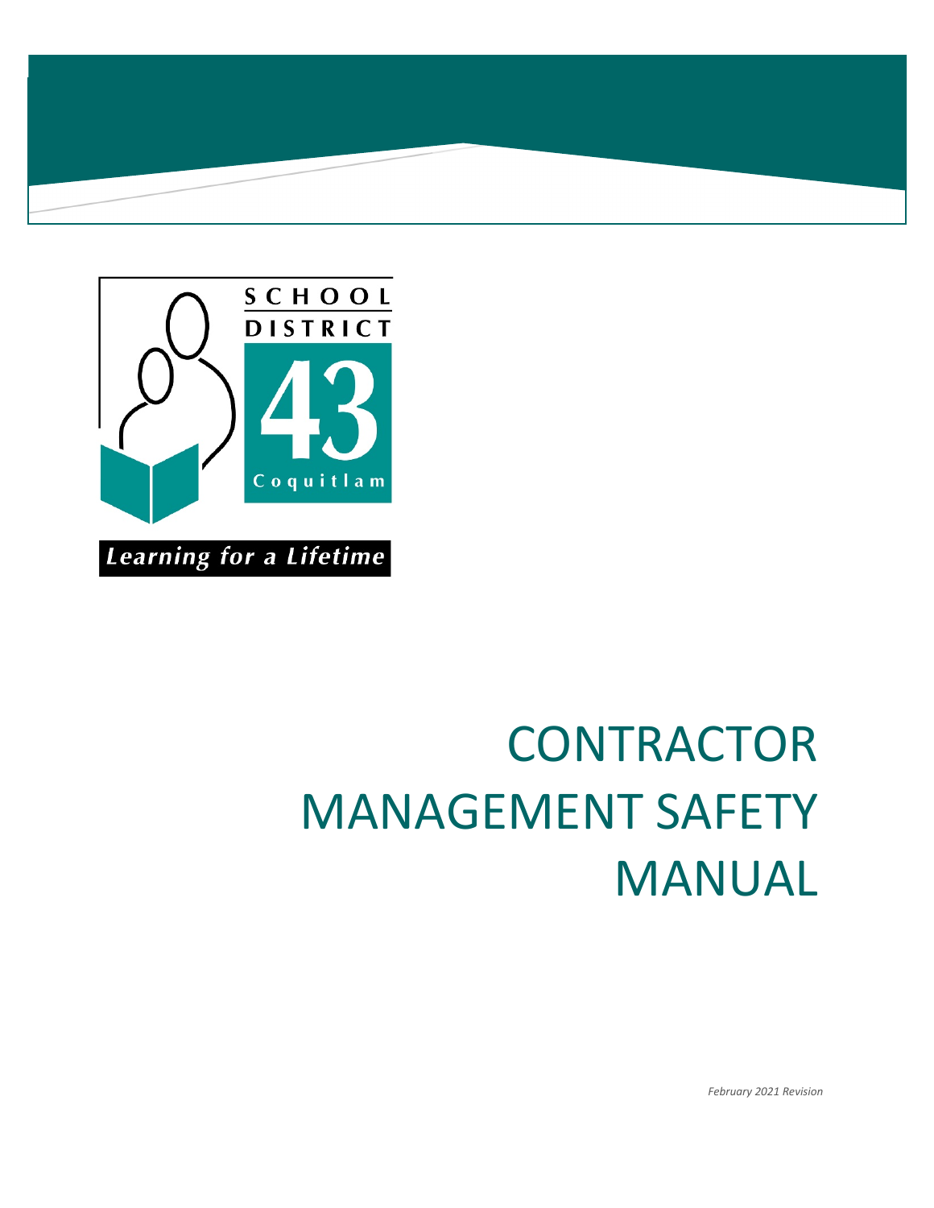SCHOOL DISTRICT 43 Coquitlam

*Learning for a Lifetime*

# CONTRACTOR MANAGEMENT SAFETY MANUAL

*February 2021 Revision*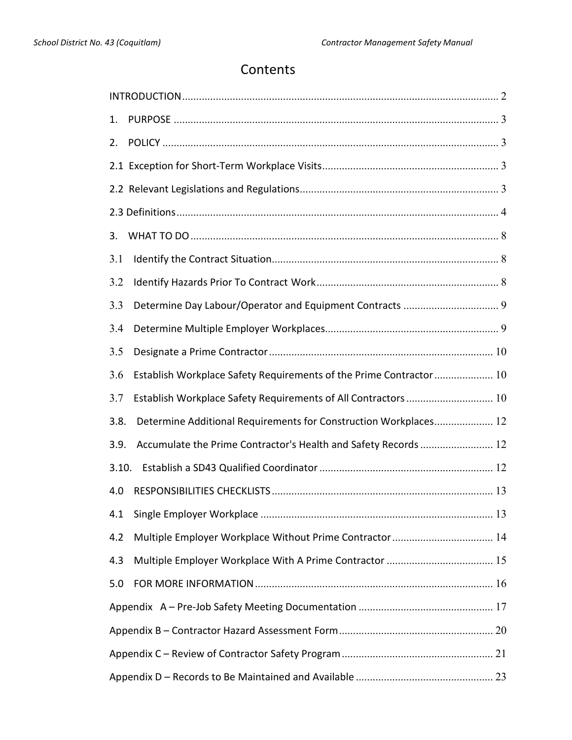# Contents

| | |
|---|---|
| INTRODUCTION | 2 |
| 1. PURPOSE | 3 |
| 2. POLICY | 3 |
| 2.1 Exception for Short-Term Workplace Visits | 3 |
| 2.2 Relevant Legislations and Regulations | 3 |
| 2.3 Definitions | 4 |
| 3. WHAT TO DO | 8 |
| 3.1 Identify the Contract Situation | 8 |
| 3.2 Identify Hazards Prior To Contract Work | 8 |
| 3.3 Determine Day Labour/Operator and Equipment Contracts | 9 |
| 3.4 Determine Multiple Employer Workplaces | 9 |
| 3.5 Designate a Prime Contractor | 10 |
| 3.6 Establish Workplace Safety Requirements of the Prime Contractor | 10 |
| 3.7 Establish Workplace Safety Requirements of All Contractors | 10 |
| 3.8. Determine Additional Requirements for Construction Workplaces | 12 |
| 3.9. Accumulate the Prime Contractor's Health and Safety Records | 12 |
| 3.10. Establish a SD43 Qualified Coordinator | 12 |
| 4.0 RESPONSIBILITIES CHECKLISTS | 13 |
| 4.1 Single Employer Workplace | 13 |
| 4.2 Multiple Employer Workplace Without Prime Contractor | 14 |
| 4.3 Multiple Employer Workplace With A Prime Contractor | 15 |
| 5.0 FOR MORE INFORMATION | 16 |
| Appendix A – Pre-Job Safety Meeting Documentation | 17 |
| Appendix B – Contractor Hazard Assessment Form | 20 |
| Appendix C – Review of Contractor Safety Program | 21 |
| Appendix D – Records to Be Maintained and Available | 23 |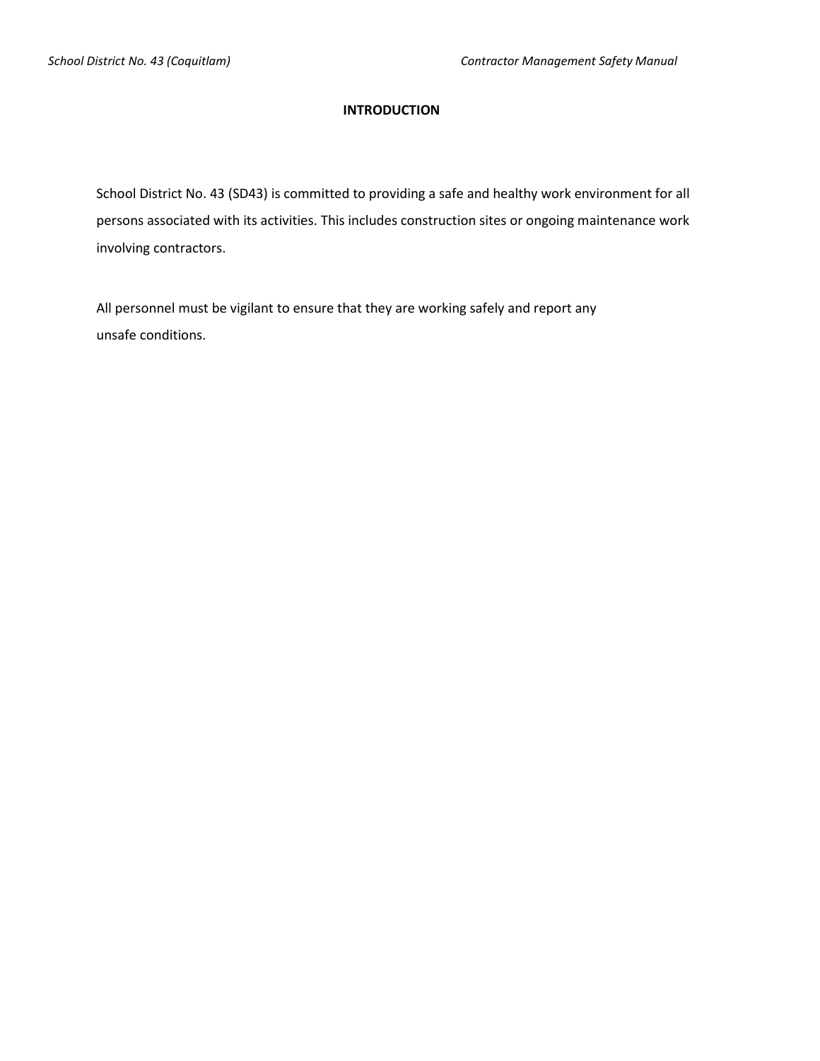# INTRODUCTION

School District No. 43 (SD43) is committed to providing a safe and healthy work environment for all persons associated with its activities. This includes construction sites or ongoing maintenance work involving contractors.

All personnel must be vigilant to ensure that they are working safely and report any unsafe conditions.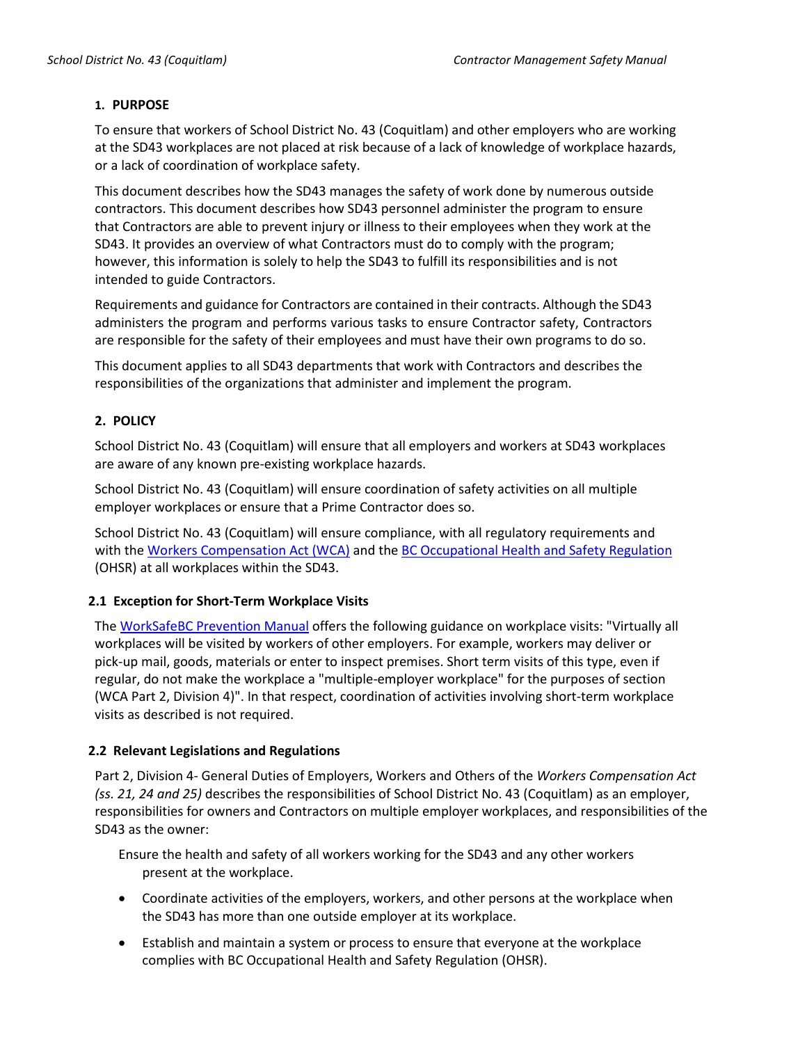## 1. PURPOSE

To ensure that workers of School District No. 43 (Coquitlam) and other employers who are working at the SD43 workplaces are not placed at risk because of a lack of knowledge of workplace hazards, or a lack of coordination of workplace safety.

This document describes how the SD43 manages the safety of work done by numerous outside contractors. This document describes how SD43 personnel administer the program to ensure that Contractors are able to prevent injury or illness to their employees when they work at the SD43. It provides an overview of what Contractors must do to comply with the program; however, this information is solely to help the SD43 to fulfill its responsibilities and is not intended to guide Contractors.

Requirements and guidance for Contractors are contained in their contracts. Although the SD43 administers the program and performs various tasks to ensure Contractor safety, Contractors are responsible for the safety of their employees and must have their own programs to do so.

This document applies to all SD43 departments that work with Contractors and describes the responsibilities of the organizations that administer and implement the program.

## 2. POLICY

School District No. 43 (Coquitlam) will ensure that all employers and workers at SD43 workplaces are aware of any known pre-existing workplace hazards.

School District No. 43 (Coquitlam) will ensure coordination of safety activities on all multiple employer workplaces or ensure that a Prime Contractor does so.

School District No. 43 (Coquitlam) will ensure compliance, with all regulatory requirements and with the Workers Compensation Act (WCA) and the BC Occupational Health and Safety Regulation (OHSR) at all workplaces within the SD43.

### 2.1 Exception for Short-Term Workplace Visits

The WorkSafeBC Prevention Manual offers the following guidance on workplace visits: "Virtually all workplaces will be visited by workers of other employers. For example, workers may deliver or pick-up mail, goods, materials or enter to inspect premises. Short term visits of this type, even if regular, do not make the workplace a "multiple-employer workplace" for the purposes of section (WCA Part 2, Division 4)". In that respect, coordination of activities involving short-term workplace visits as described is not required.

### 2.2 Relevant Legislations and Regulations

Part 2, Division 4- General Duties of Employers, Workers and Others of the *Workers Compensation Act (ss. 21, 24 and 25)* describes the responsibilities of School District No. 43 (Coquitlam) as an employer, responsibilities for owners and Contractors on multiple employer workplaces, and responsibilities of the SD43 as the owner:

Ensure the health and safety of all workers working for the SD43 and any other workers present at the workplace.

- Coordinate activities of the employers, workers, and other persons at the workplace when the SD43 has more than one outside employer at its workplace.
- Establish and maintain a system or process to ensure that everyone at the workplace complies with BC Occupational Health and Safety Regulation (OHSR).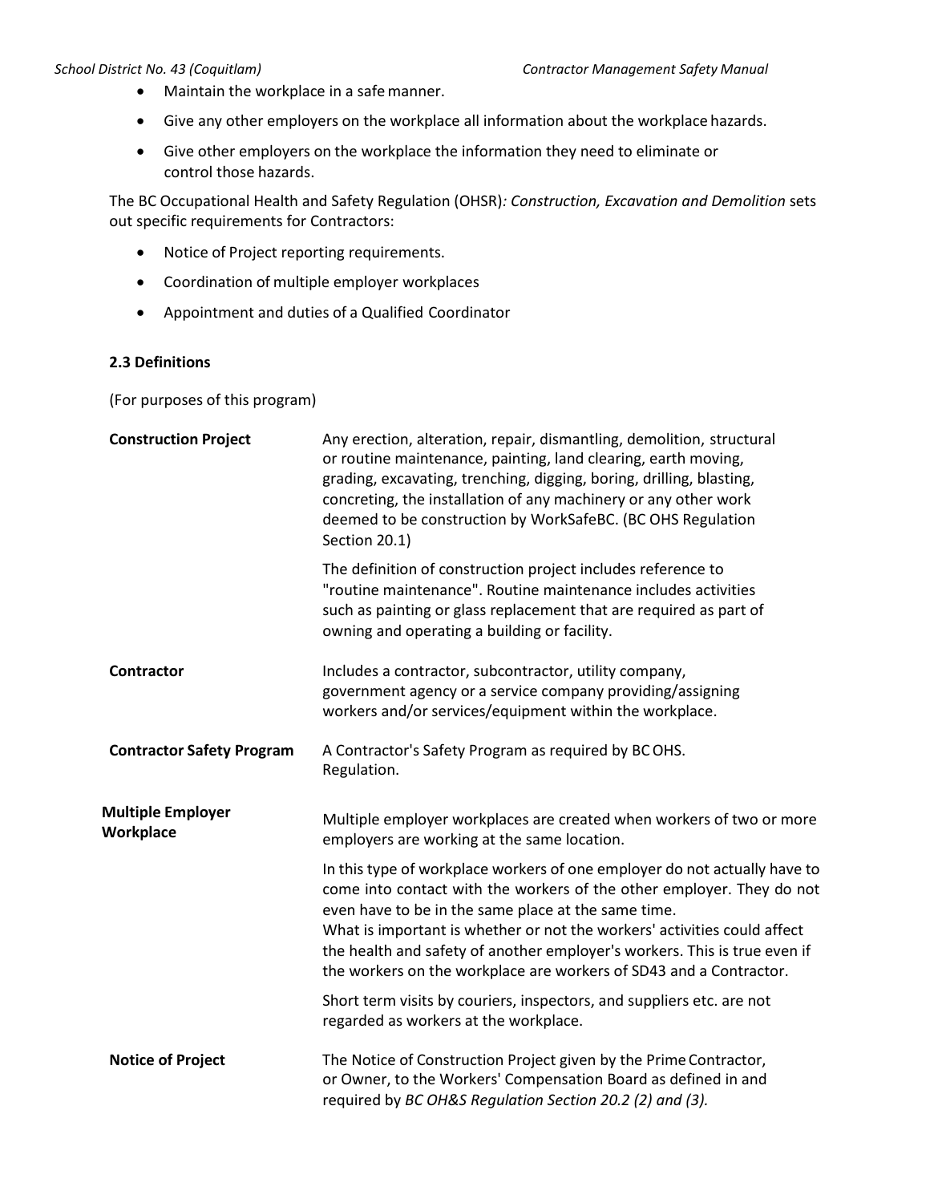- Maintain the workplace in a safe manner.
- Give any other employers on the workplace all information about the workplace hazards.
- Give other employers on the workplace the information they need to eliminate or control those hazards.

The BC Occupational Health and Safety Regulation (OHSR)*: Construction, Excavation and Demolition* sets out specific requirements for Contractors:

- Notice of Project reporting requirements.
- Coordination of multiple employer workplaces
- Appointment and duties of a Qualified Coordinator

### 2.3 Definitions

(For purposes of this program)

| | |
|---|---|
| **Construction Project** | Any erection, alteration, repair, dismantling, demolition, structural or routine maintenance, painting, land clearing, earth moving, grading, excavating, trenching, digging, boring, drilling, blasting, concreting, the installation of any machinery or any other work deemed to be construction by WorkSafeBC. (BC OHS Regulation Section 20.1)<br><br>The definition of construction project includes reference to "routine maintenance". Routine maintenance includes activities such as painting or glass replacement that are required as part of owning and operating a building or facility. |
| **Contractor** | Includes a contractor, subcontractor, utility company, government agency or a service company providing/assigning workers and/or services/equipment within the workplace. |
| **Contractor Safety Program** | A Contractor's Safety Program as required by BC OHS. Regulation. |
| **Multiple Employer Workplace** | Multiple employer workplaces are created when workers of two or more employers are working at the same location.<br><br>In this type of workplace workers of one employer do not actually have to come into contact with the workers of the other employer. They do not even have to be in the same place at the same time. What is important is whether or not the workers' activities could affect the health and safety of another employer's workers. This is true even if the workers on the workplace are workers of SD43 and a Contractor.<br><br>Short term visits by couriers, inspectors, and suppliers etc. are not regarded as workers at the workplace. |
| **Notice of Project** | The Notice of Construction Project given by the Prime Contractor, or Owner, to the Workers' Compensation Board as defined in and required by *BC OH&S Regulation Section 20.2 (2) and (3).* |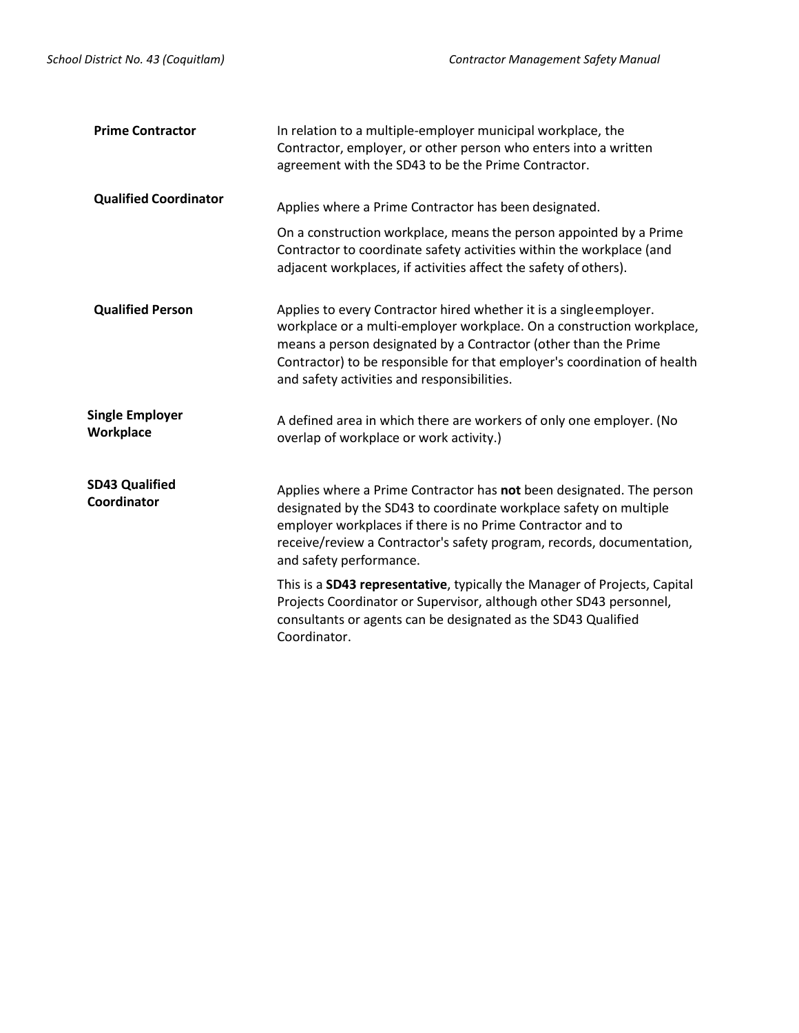| | |
|---|---|
| **Prime Contractor** | In relation to a multiple-employer municipal workplace, the Contractor, employer, or other person who enters into a written agreement with the SD43 to be the Prime Contractor. |
| **Qualified Coordinator** | Applies where a Prime Contractor has been designated.<br><br>On a construction workplace, means the person appointed by a Prime Contractor to coordinate safety activities within the workplace (and adjacent workplaces, if activities affect the safety of others). |
| **Qualified Person** | Applies to every Contractor hired whether it is a single employer. workplace or a multi-employer workplace. On a construction workplace, means a person designated by a Contractor (other than the Prime Contractor) to be responsible for that employer's coordination of health and safety activities and responsibilities. |
| **Single Employer Workplace** | A defined area in which there are workers of only one employer. (No overlap of workplace or work activity.) |
| **SD43 Qualified Coordinator** | Applies where a Prime Contractor has **not** been designated. The person designated by the SD43 to coordinate workplace safety on multiple employer workplaces if there is no Prime Contractor and to receive/review a Contractor's safety program, records, documentation, and safety performance.<br><br>This is a **SD43 representative**, typically the Manager of Projects, Capital Projects Coordinator or Supervisor, although other SD43 personnel, consultants or agents can be designated as the SD43 Qualified Coordinator. |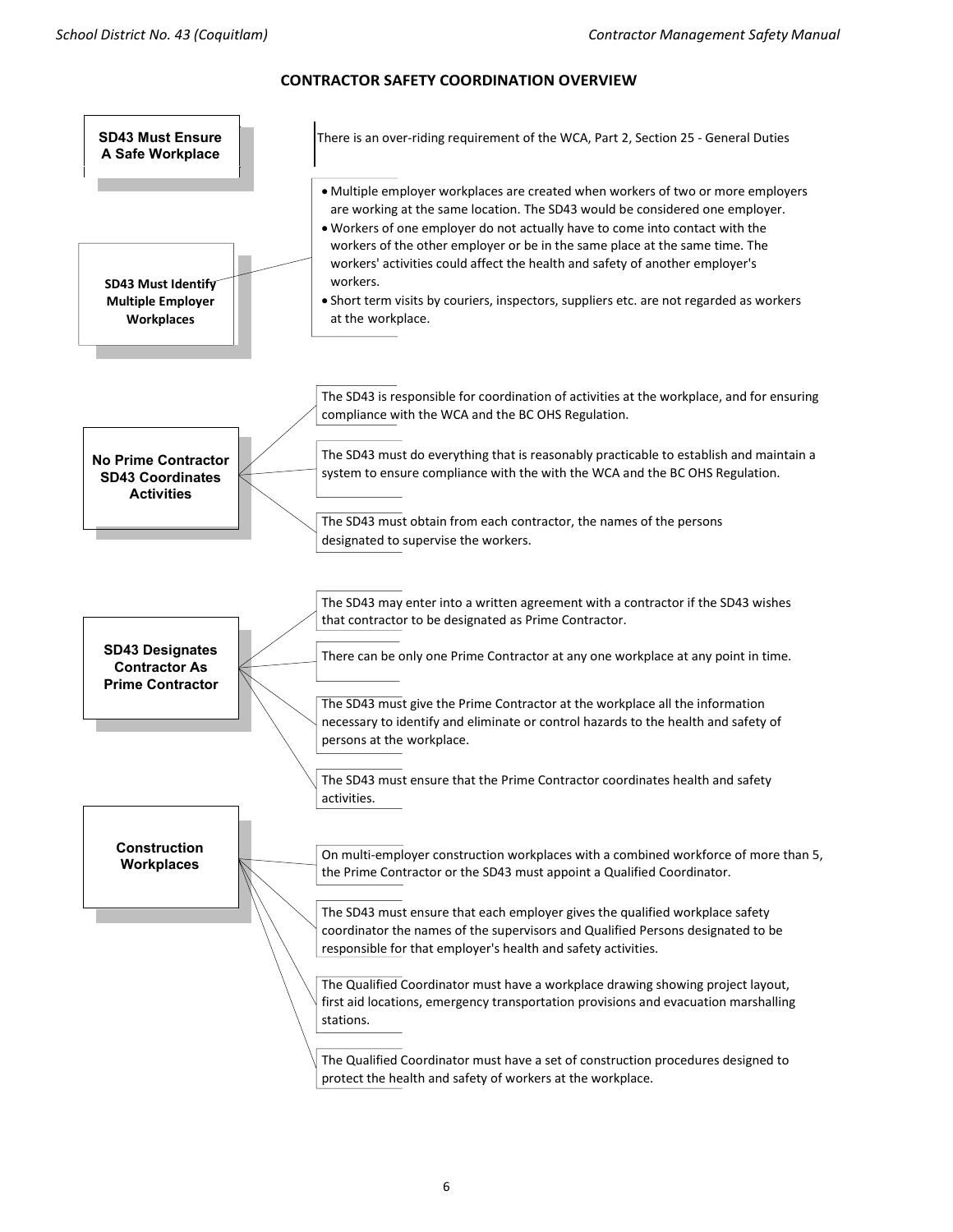## CONTRACTOR SAFETY COORDINATION OVERVIEW

### SD43 Must Ensure A Safe Workplace

There is an over-riding requirement of the WCA, Part 2, Section 25 - General Duties

### SD43 Must Identify Multiple Employer Workplaces

- Multiple employer workplaces are created when workers of two or more employers are working at the same location. The SD43 would be considered one employer.
- Workers of one employer do not actually have to come into contact with the workers of the other employer or be in the same place at the same time. The workers' activities could affect the health and safety of another employer's workers.
- Short term visits by couriers, inspectors, suppliers etc. are not regarded as workers at the workplace.

### No Prime Contractor SD43 Coordinates Activities

- The SD43 is responsible for coordination of activities at the workplace, and for ensuring compliance with the WCA and the BC OHS Regulation.
- The SD43 must do everything that is reasonably practicable to establish and maintain a system to ensure compliance with the with the WCA and the BC OHS Regulation.
- The SD43 must obtain from each contractor, the names of the persons designated to supervise the workers.

### SD43 Designates Contractor As Prime Contractor

- The SD43 may enter into a written agreement with a contractor if the SD43 wishes that contractor to be designated as Prime Contractor.
- There can be only one Prime Contractor at any one workplace at any point in time.
- The SD43 must give the Prime Contractor at the workplace all the information necessary to identify and eliminate or control hazards to the health and safety of persons at the workplace.
- The SD43 must ensure that the Prime Contractor coordinates health and safety activities.

### Construction Workplaces

- On multi-employer construction workplaces with a combined workforce of more than 5, the Prime Contractor or the SD43 must appoint a Qualified Coordinator.
- The SD43 must ensure that each employer gives the qualified workplace safety coordinator the names of the supervisors and Qualified Persons designated to be responsible for that employer's health and safety activities.
- The Qualified Coordinator must have a workplace drawing showing project layout, first aid locations, emergency transportation provisions and evacuation marshalling stations.
- The Qualified Coordinator must have a set of construction procedures designed to protect the health and safety of workers at the workplace.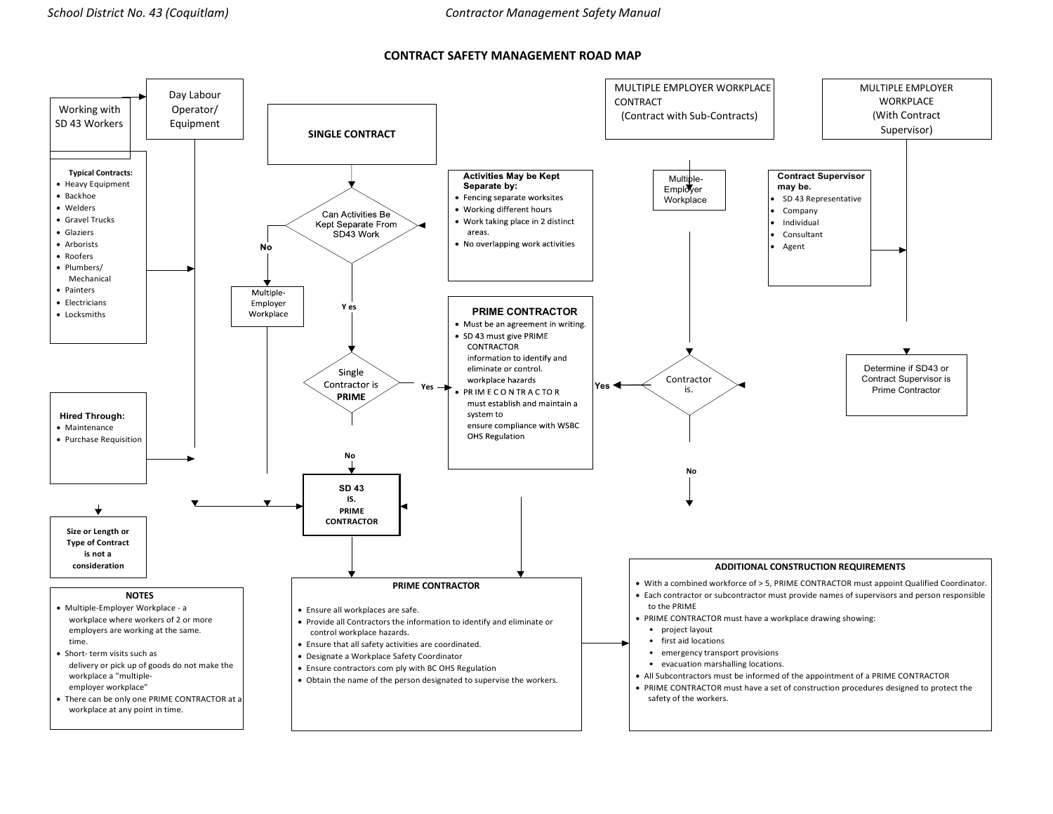# CONTRACT SAFETY MANAGEMENT ROAD MAP

Working with SD 43 Workers

Day Labour Operator/ Equipment

**Typical Contracts:**

- Heavy Equipment
- Backhoe
- Welders
- Gravel Trucks
- Glaziers
- Arborists
- Roofers
- Plumbers/ Mechanical
- Painters
- Electricians
- Locksmiths

**Hired Through:**

- Maintenance
- Purchase Requisition

**Size or Length or Type of Contract is not a consideration**

**SINGLE CONTRACT**

Can Activities Be Kept Separate From SD43 Work

**No** → Multiple-Employer Workplace

**Yes** → Single Contractor is **PRIME**

Single Contractor is PRIME — **Yes** → PRIME CONTRACTOR; **No** → SD 43 IS. PRIME CONTRACTOR

**Activities May be Kept Separate by:**

- Fencing separate worksites
- Working different hours
- Work taking place in 2 distinct areas.
- No overlapping work activities

**PRIME CONTRACTOR**

- Must be an agreement in writing.
- SD 43 must give PRIME CONTRACTOR information to identify and eliminate or control. workplace hazards
- PRIME CONTRACTOR must establish and maintain a system to ensure compliance with WSBC OHS Regulation

MULTIPLE EMPLOYER WORKPLACE CONTRACT (Contract with Sub-Contracts)

Multiple-Employer Workplace

Contractor is. — **Yes** → PRIME CONTRACTOR; **No**

MULTIPLE EMPLOYER WORKPLACE (With Contract Supervisor)

**Contract Supervisor may be.**

- SD 43 Representative
- Company
- Individual
- Consultant
- Agent

Determine if SD43 or Contract Supervisor is Prime Contractor

**SD 43 IS. PRIME CONTRACTOR**

**NOTES**

- Multiple-Employer Workplace - a workplace where workers of 2 or more employers are working at the same. time.
- Short- term visits such as delivery or pick up of goods do not make the workplace a "multiple-employer workplace"
- There can be only one PRIME CONTRACTOR at a workplace at any point in time.

**PRIME CONTRACTOR**

- Ensure all workplaces are safe.
- Provide all Contractors the information to identify and eliminate or control workplace hazards.
- Ensure that all safety activities are coordinated.
- Designate a Workplace Safety Coordinator
- Ensure contractors com ply with BC OHS Regulation
- Obtain the name of the person designated to supervise the workers.

**ADDITIONAL CONSTRUCTION REQUIREMENTS**

- With a combined workforce of > 5, PRIME CONTRACTOR must appoint Qualified Coordinator.
- Each contractor or subcontractor must provide names of supervisors and person responsible to the PRIME
- PRIME CONTRACTOR must have a workplace drawing showing:
  - project layout
  - first aid locations
  - emergency transport provisions
  - evacuation marshalling locations.
- All Subcontractors must be informed of the appointment of a PRIME CONTRACTOR
- PRIME CONTRACTOR must have a set of construction procedures designed to protect the safety of the workers.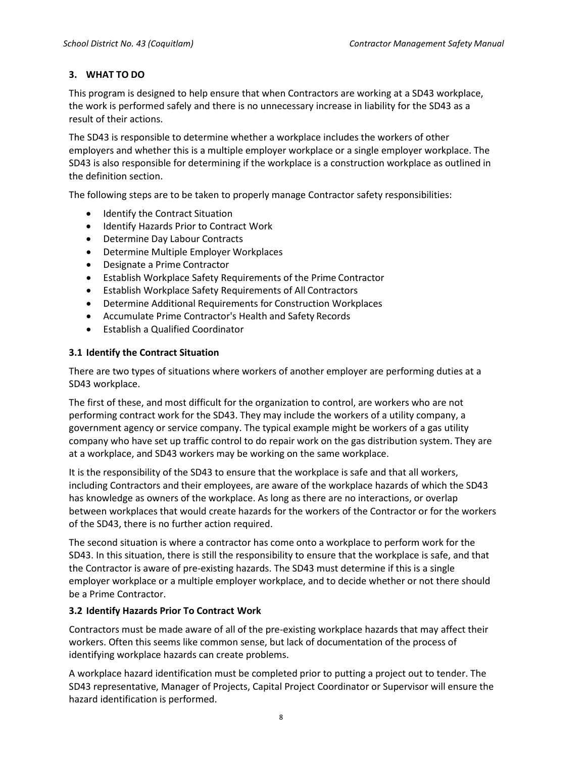## 3. WHAT TO DO

This program is designed to help ensure that when Contractors are working at a SD43 workplace, the work is performed safely and there is no unnecessary increase in liability for the SD43 as a result of their actions.

The SD43 is responsible to determine whether a workplace includes the workers of other employers and whether this is a multiple employer workplace or a single employer workplace. The SD43 is also responsible for determining if the workplace is a construction workplace as outlined in the definition section.

The following steps are to be taken to properly manage Contractor safety responsibilities:

- Identify the Contract Situation
- Identify Hazards Prior to Contract Work
- Determine Day Labour Contracts
- Determine Multiple Employer Workplaces
- Designate a Prime Contractor
- Establish Workplace Safety Requirements of the Prime Contractor
- Establish Workplace Safety Requirements of All Contractors
- Determine Additional Requirements for Construction Workplaces
- Accumulate Prime Contractor's Health and Safety Records
- Establish a Qualified Coordinator

### 3.1 Identify the Contract Situation

There are two types of situations where workers of another employer are performing duties at a SD43 workplace.

The first of these, and most difficult for the organization to control, are workers who are not performing contract work for the SD43. They may include the workers of a utility company, a government agency or service company. The typical example might be workers of a gas utility company who have set up traffic control to do repair work on the gas distribution system. They are at a workplace, and SD43 workers may be working on the same workplace.

It is the responsibility of the SD43 to ensure that the workplace is safe and that all workers, including Contractors and their employees, are aware of the workplace hazards of which the SD43 has knowledge as owners of the workplace. As long as there are no interactions, or overlap between workplaces that would create hazards for the workers of the Contractor or for the workers of the SD43, there is no further action required.

The second situation is where a contractor has come onto a workplace to perform work for the SD43. In this situation, there is still the responsibility to ensure that the workplace is safe, and that the Contractor is aware of pre-existing hazards. The SD43 must determine if this is a single employer workplace or a multiple employer workplace, and to decide whether or not there should be a Prime Contractor.

### 3.2 Identify Hazards Prior To Contract Work

Contractors must be made aware of all of the pre-existing workplace hazards that may affect their workers. Often this seems like common sense, but lack of documentation of the process of identifying workplace hazards can create problems.

A workplace hazard identification must be completed prior to putting a project out to tender. The SD43 representative, Manager of Projects, Capital Project Coordinator or Supervisor will ensure the hazard identification is performed.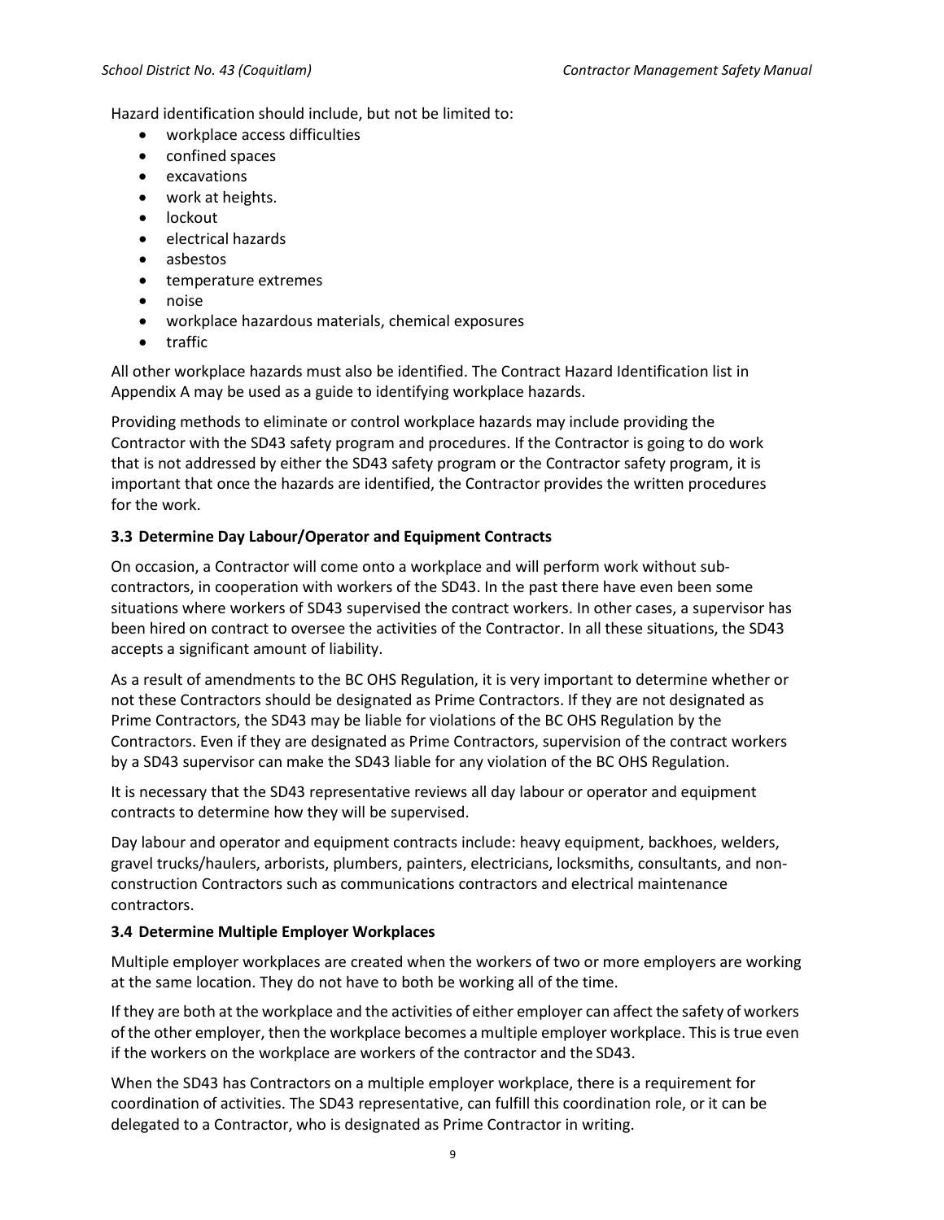Hazard identification should include, but not be limited to:

- workplace access difficulties
- confined spaces
- excavations
- work at heights.
- lockout
- electrical hazards
- asbestos
- temperature extremes
- noise
- workplace hazardous materials, chemical exposures
- traffic

All other workplace hazards must also be identified. The Contract Hazard Identification list in Appendix A may be used as a guide to identifying workplace hazards.

Providing methods to eliminate or control workplace hazards may include providing the Contractor with the SD43 safety program and procedures. If the Contractor is going to do work that is not addressed by either the SD43 safety program or the Contractor safety program, it is important that once the hazards are identified, the Contractor provides the written procedures for the work.

### 3.3 Determine Day Labour/Operator and Equipment Contracts

On occasion, a Contractor will come onto a workplace and will perform work without sub-contractors, in cooperation with workers of the SD43. In the past there have even been some situations where workers of SD43 supervised the contract workers. In other cases, a supervisor has been hired on contract to oversee the activities of the Contractor. In all these situations, the SD43 accepts a significant amount of liability.

As a result of amendments to the BC OHS Regulation, it is very important to determine whether or not these Contractors should be designated as Prime Contractors. If they are not designated as Prime Contractors, the SD43 may be liable for violations of the BC OHS Regulation by the Contractors. Even if they are designated as Prime Contractors, supervision of the contract workers by a SD43 supervisor can make the SD43 liable for any violation of the BC OHS Regulation.

It is necessary that the SD43 representative reviews all day labour or operator and equipment contracts to determine how they will be supervised.

Day labour and operator and equipment contracts include: heavy equipment, backhoes, welders, gravel trucks/haulers, arborists, plumbers, painters, electricians, locksmiths, consultants, and non-construction Contractors such as communications contractors and electrical maintenance contractors.

### 3.4 Determine Multiple Employer Workplaces

Multiple employer workplaces are created when the workers of two or more employers are working at the same location. They do not have to both be working all of the time.

If they are both at the workplace and the activities of either employer can affect the safety of workers of the other employer, then the workplace becomes a multiple employer workplace. This is true even if the workers on the workplace are workers of the contractor and the SD43.

When the SD43 has Contractors on a multiple employer workplace, there is a requirement for coordination of activities. The SD43 representative, can fulfill this coordination role, or it can be delegated to a Contractor, who is designated as Prime Contractor in writing.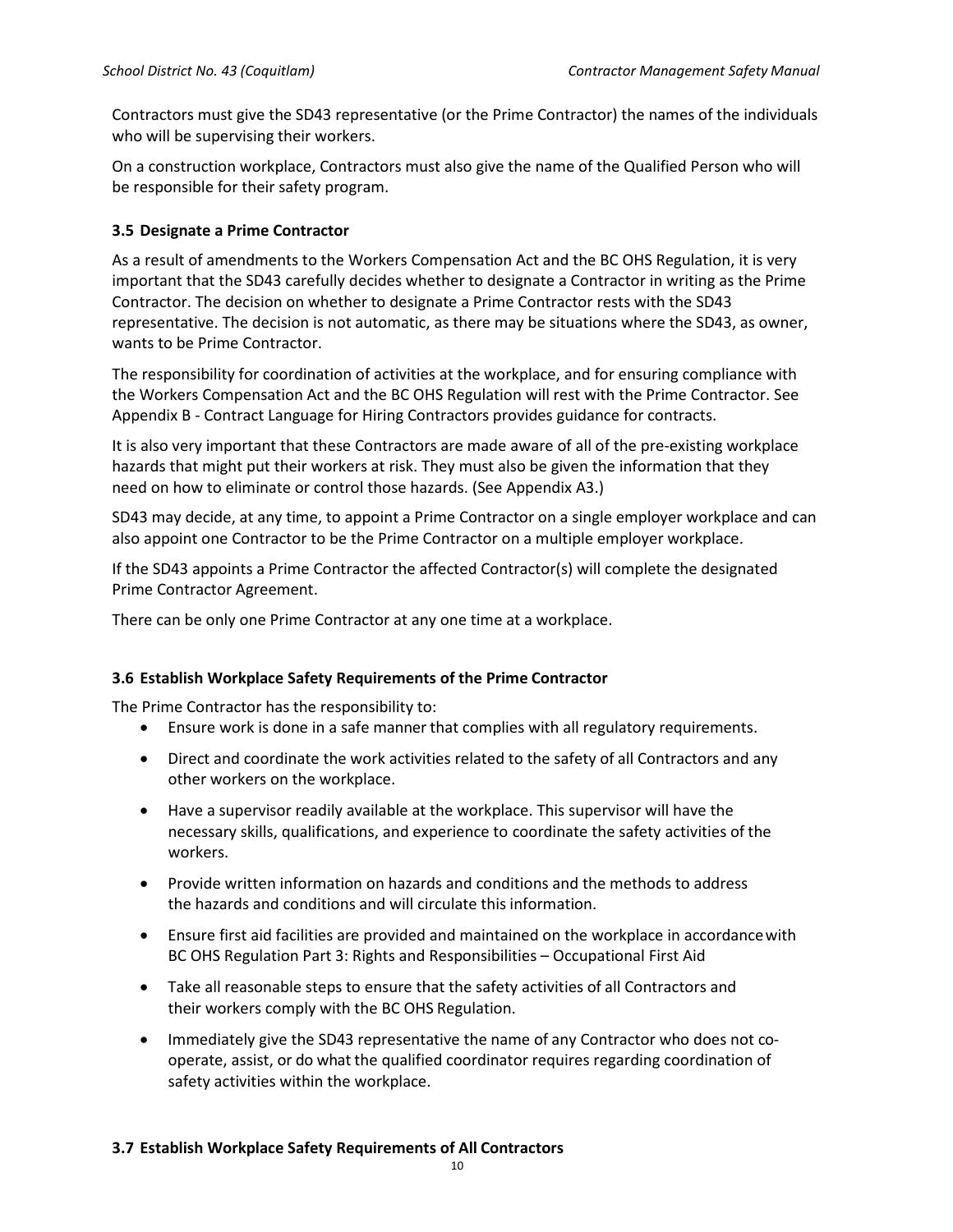Contractors must give the SD43 representative (or the Prime Contractor) the names of the individuals who will be supervising their workers.

On a construction workplace, Contractors must also give the name of the Qualified Person who will be responsible for their safety program.

### 3.5 Designate a Prime Contractor

As a result of amendments to the Workers Compensation Act and the BC OHS Regulation, it is very important that the SD43 carefully decides whether to designate a Contractor in writing as the Prime Contractor. The decision on whether to designate a Prime Contractor rests with the SD43 representative. The decision is not automatic, as there may be situations where the SD43, as owner, wants to be Prime Contractor.

The responsibility for coordination of activities at the workplace, and for ensuring compliance with the Workers Compensation Act and the BC OHS Regulation will rest with the Prime Contractor. See Appendix B - Contract Language for Hiring Contractors provides guidance for contracts.

It is also very important that these Contractors are made aware of all of the pre-existing workplace hazards that might put their workers at risk. They must also be given the information that they need on how to eliminate or control those hazards. (See Appendix A3.)

SD43 may decide, at any time, to appoint a Prime Contractor on a single employer workplace and can also appoint one Contractor to be the Prime Contractor on a multiple employer workplace.

If the SD43 appoints a Prime Contractor the affected Contractor(s) will complete the designated Prime Contractor Agreement.

There can be only one Prime Contractor at any one time at a workplace.

### 3.6 Establish Workplace Safety Requirements of the Prime Contractor

The Prime Contractor has the responsibility to:

- Ensure work is done in a safe manner that complies with all regulatory requirements.
- Direct and coordinate the work activities related to the safety of all Contractors and any other workers on the workplace.
- Have a supervisor readily available at the workplace. This supervisor will have the necessary skills, qualifications, and experience to coordinate the safety activities of the workers.
- Provide written information on hazards and conditions and the methods to address the hazards and conditions and will circulate this information.
- Ensure first aid facilities are provided and maintained on the workplace in accordance with BC OHS Regulation Part 3: Rights and Responsibilities – Occupational First Aid
- Take all reasonable steps to ensure that the safety activities of all Contractors and their workers comply with the BC OHS Regulation.
- Immediately give the SD43 representative the name of any Contractor who does not co-operate, assist, or do what the qualified coordinator requires regarding coordination of safety activities within the workplace.

### 3.7 Establish Workplace Safety Requirements of All Contractors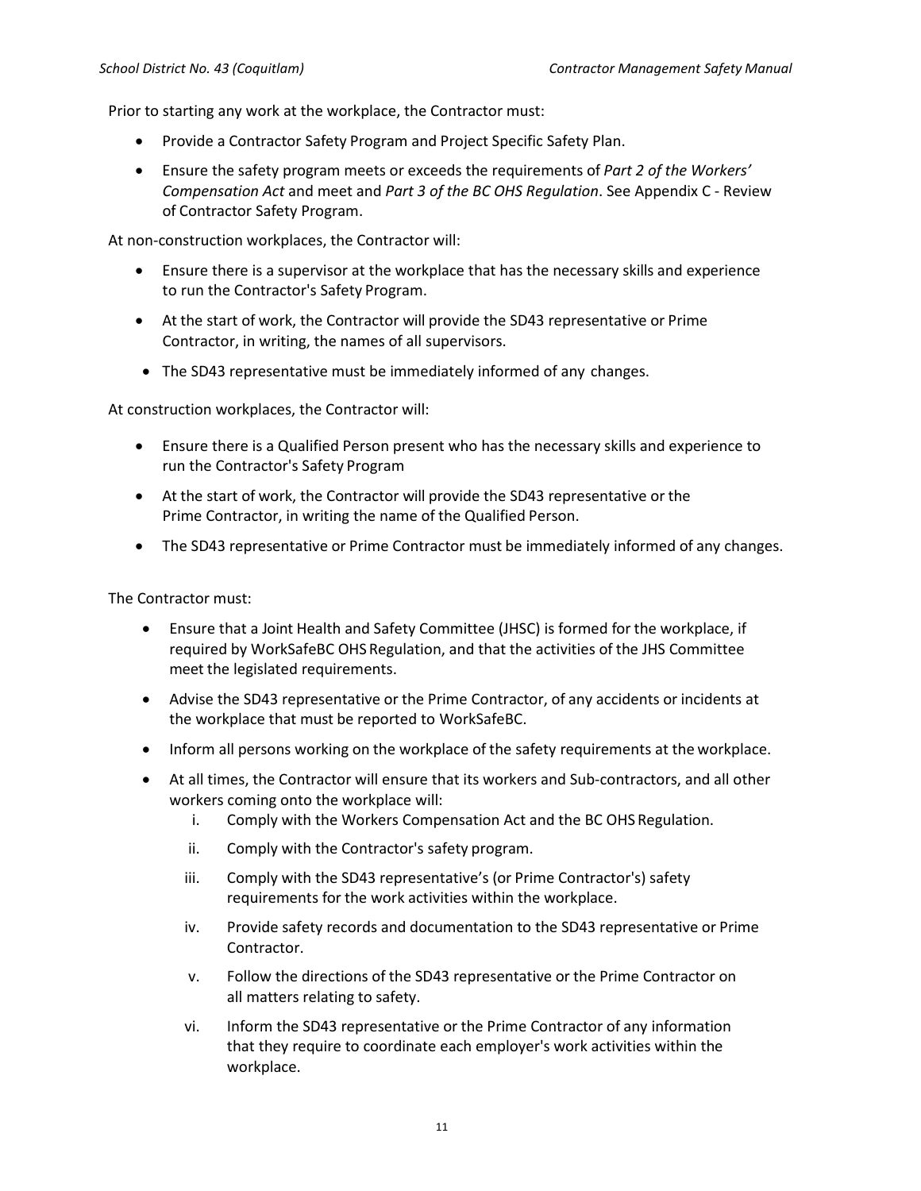Prior to starting any work at the workplace, the Contractor must:

- Provide a Contractor Safety Program and Project Specific Safety Plan.
- Ensure the safety program meets or exceeds the requirements of *Part 2 of the Workers' Compensation Act* and meet and *Part 3 of the BC OHS Regulation*. See Appendix C - Review of Contractor Safety Program.

At non-construction workplaces, the Contractor will:

- Ensure there is a supervisor at the workplace that has the necessary skills and experience to run the Contractor's Safety Program.
- At the start of work, the Contractor will provide the SD43 representative or Prime Contractor, in writing, the names of all supervisors.
- The SD43 representative must be immediately informed of any changes.

At construction workplaces, the Contractor will:

- Ensure there is a Qualified Person present who has the necessary skills and experience to run the Contractor's Safety Program
- At the start of work, the Contractor will provide the SD43 representative or the Prime Contractor, in writing the name of the Qualified Person.
- The SD43 representative or Prime Contractor must be immediately informed of any changes.

The Contractor must:

- Ensure that a Joint Health and Safety Committee (JHSC) is formed for the workplace, if required by WorkSafeBC OHS Regulation, and that the activities of the JHS Committee meet the legislated requirements.
- Advise the SD43 representative or the Prime Contractor, of any accidents or incidents at the workplace that must be reported to WorkSafeBC.
- Inform all persons working on the workplace of the safety requirements at the workplace.
- At all times, the Contractor will ensure that its workers and Sub-contractors, and all other workers coming onto the workplace will:
    i. Comply with the Workers Compensation Act and the BC OHS Regulation.
    ii. Comply with the Contractor's safety program.
    iii. Comply with the SD43 representative's (or Prime Contractor's) safety requirements for the work activities within the workplace.
    iv. Provide safety records and documentation to the SD43 representative or Prime Contractor.
    v. Follow the directions of the SD43 representative or the Prime Contractor on all matters relating to safety.
    vi. Inform the SD43 representative or the Prime Contractor of any information that they require to coordinate each employer's work activities within the workplace.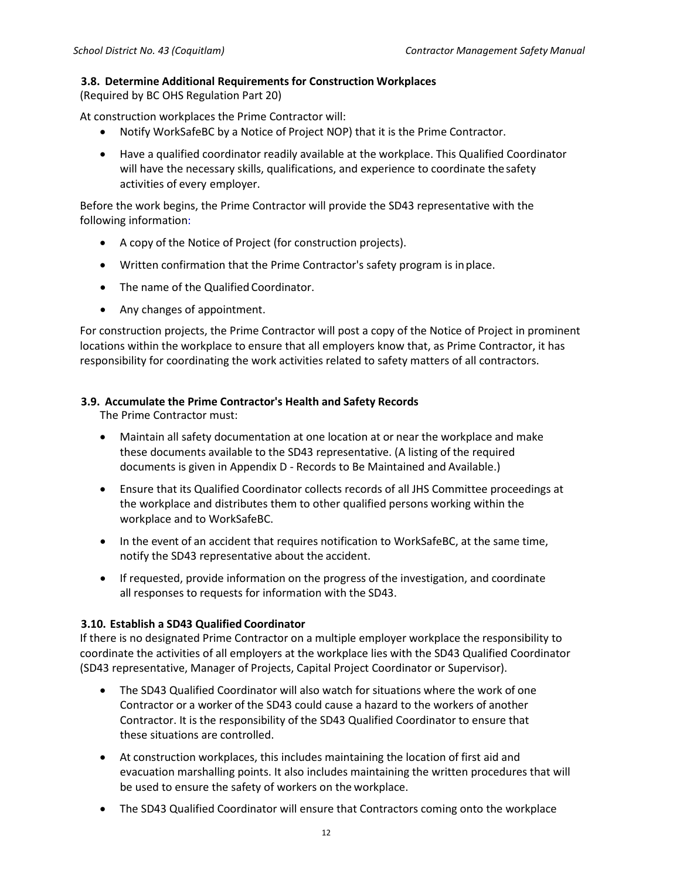### 3.8. Determine Additional Requirements for Construction Workplaces

(Required by BC OHS Regulation Part 20)

At construction workplaces the Prime Contractor will:

- Notify WorkSafeBC by a Notice of Project NOP) that it is the Prime Contractor.
- Have a qualified coordinator readily available at the workplace. This Qualified Coordinator will have the necessary skills, qualifications, and experience to coordinate the safety activities of every employer.

Before the work begins, the Prime Contractor will provide the SD43 representative with the following information:

- A copy of the Notice of Project (for construction projects).
- Written confirmation that the Prime Contractor's safety program is in place.
- The name of the Qualified Coordinator.
- Any changes of appointment.

For construction projects, the Prime Contractor will post a copy of the Notice of Project in prominent locations within the workplace to ensure that all employers know that, as Prime Contractor, it has responsibility for coordinating the work activities related to safety matters of all contractors.

### 3.9. Accumulate the Prime Contractor's Health and Safety Records

The Prime Contractor must:

- Maintain all safety documentation at one location at or near the workplace and make these documents available to the SD43 representative. (A listing of the required documents is given in Appendix D - Records to Be Maintained and Available.)
- Ensure that its Qualified Coordinator collects records of all JHS Committee proceedings at the workplace and distributes them to other qualified persons working within the workplace and to WorkSafeBC.
- In the event of an accident that requires notification to WorkSafeBC, at the same time, notify the SD43 representative about the accident.
- If requested, provide information on the progress of the investigation, and coordinate all responses to requests for information with the SD43.

### 3.10. Establish a SD43 Qualified Coordinator

If there is no designated Prime Contractor on a multiple employer workplace the responsibility to coordinate the activities of all employers at the workplace lies with the SD43 Qualified Coordinator (SD43 representative, Manager of Projects, Capital Project Coordinator or Supervisor).

- The SD43 Qualified Coordinator will also watch for situations where the work of one Contractor or a worker of the SD43 could cause a hazard to the workers of another Contractor. It is the responsibility of the SD43 Qualified Coordinator to ensure that these situations are controlled.
- At construction workplaces, this includes maintaining the location of first aid and evacuation marshalling points. It also includes maintaining the written procedures that will be used to ensure the safety of workers on the workplace.
- The SD43 Qualified Coordinator will ensure that Contractors coming onto the workplace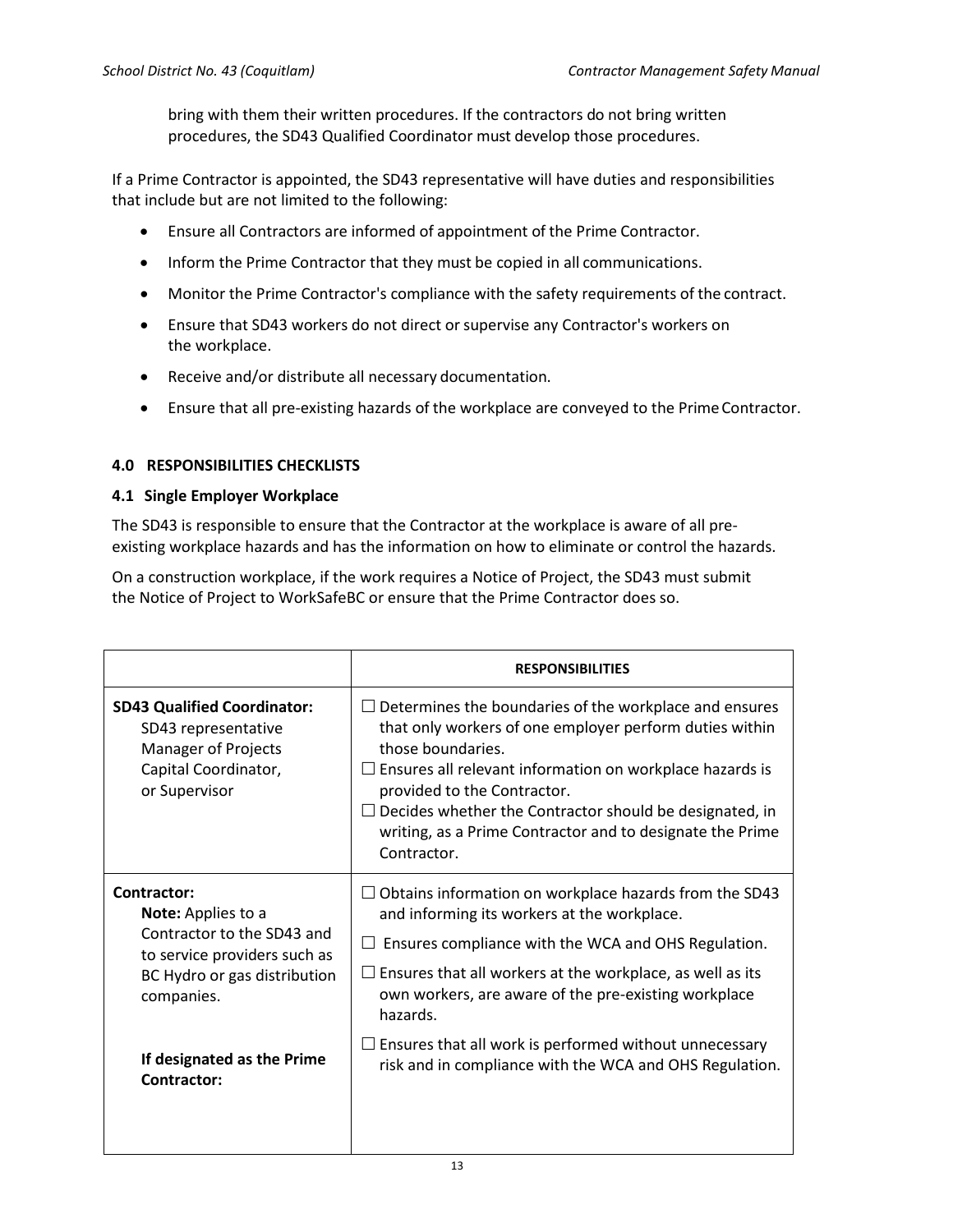bring with them their written procedures. If the contractors do not bring written procedures, the SD43 Qualified Coordinator must develop those procedures.

If a Prime Contractor is appointed, the SD43 representative will have duties and responsibilities that include but are not limited to the following:

- Ensure all Contractors are informed of appointment of the Prime Contractor.
- Inform the Prime Contractor that they must be copied in all communications.
- Monitor the Prime Contractor's compliance with the safety requirements of the contract.
- Ensure that SD43 workers do not direct or supervise any Contractor's workers on the workplace.
- Receive and/or distribute all necessary documentation.
- Ensure that all pre-existing hazards of the workplace are conveyed to the Prime Contractor.

## 4.0 RESPONSIBILITIES CHECKLISTS

### 4.1 Single Employer Workplace

The SD43 is responsible to ensure that the Contractor at the workplace is aware of all pre-existing workplace hazards and has the information on how to eliminate or control the hazards.

On a construction workplace, if the work requires a Notice of Project, the SD43 must submit the Notice of Project to WorkSafeBC or ensure that the Prime Contractor does so.

| | **RESPONSIBILITIES** |
|---|---|
| **SD43 Qualified Coordinator:** SD43 representative Manager of Projects Capital Coordinator, or Supervisor | ☐ Determines the boundaries of the workplace and ensures that only workers of one employer perform duties within those boundaries.<br>☐ Ensures all relevant information on workplace hazards is provided to the Contractor.<br>☐ Decides whether the Contractor should be designated, in writing, as a Prime Contractor and to designate the Prime Contractor. |
| **Contractor:** **Note:** Applies to a Contractor to the SD43 and to service providers such as BC Hydro or gas distribution companies.<br><br>**If designated as the Prime Contractor:** | ☐ Obtains information on workplace hazards from the SD43 and informing its workers at the workplace.<br>☐ Ensures compliance with the WCA and OHS Regulation.<br>☐ Ensures that all workers at the workplace, as well as its own workers, are aware of the pre-existing workplace hazards.<br>☐ Ensures that all work is performed without unnecessary risk and in compliance with the WCA and OHS Regulation. |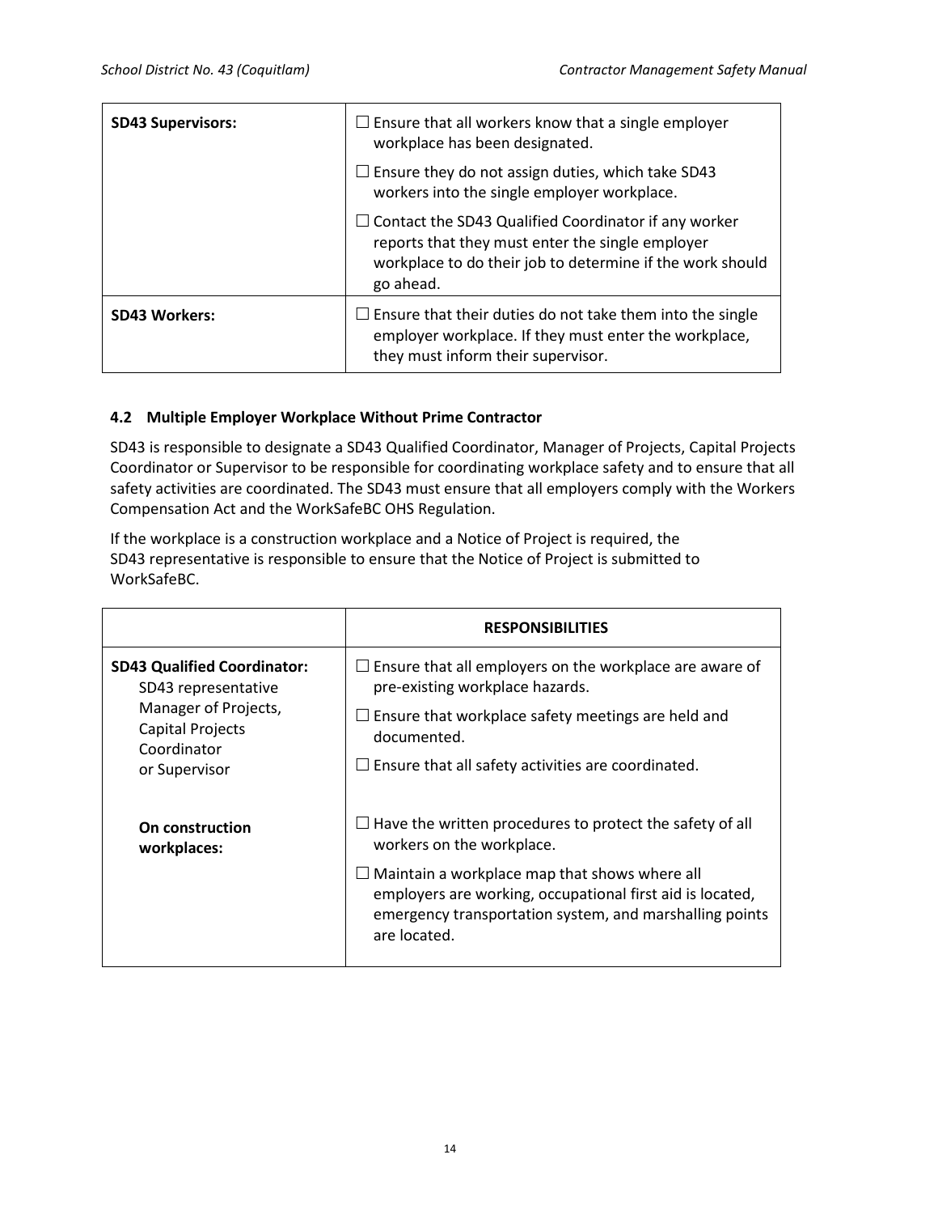| | |
|---|---|
| **SD43 Supervisors:** | ☐ Ensure that all workers know that a single employer workplace has been designated.<br>☐ Ensure they do not assign duties, which take SD43 workers into the single employer workplace.<br>☐ Contact the SD43 Qualified Coordinator if any worker reports that they must enter the single employer workplace to do their job to determine if the work should go ahead. |
| **SD43 Workers:** | ☐ Ensure that their duties do not take them into the single employer workplace. If they must enter the workplace, they must inform their supervisor. |

### 4.2 Multiple Employer Workplace Without Prime Contractor

SD43 is responsible to designate a SD43 Qualified Coordinator, Manager of Projects, Capital Projects Coordinator or Supervisor to be responsible for coordinating workplace safety and to ensure that all safety activities are coordinated. The SD43 must ensure that all employers comply with the Workers Compensation Act and the WorkSafeBC OHS Regulation.

If the workplace is a construction workplace and a Notice of Project is required, the SD43 representative is responsible to ensure that the Notice of Project is submitted to WorkSafeBC.

| | **RESPONSIBILITIES** |
|---|---|
| **SD43 Qualified Coordinator:** SD43 representative Manager of Projects, Capital Projects Coordinator or Supervisor | ☐ Ensure that all employers on the workplace are aware of pre-existing workplace hazards.<br>☐ Ensure that workplace safety meetings are held and documented.<br>☐ Ensure that all safety activities are coordinated. |
| **On construction workplaces:** | ☐ Have the written procedures to protect the safety of all workers on the workplace.<br>☐ Maintain a workplace map that shows where all employers are working, occupational first aid is located, emergency transportation system, and marshalling points are located. |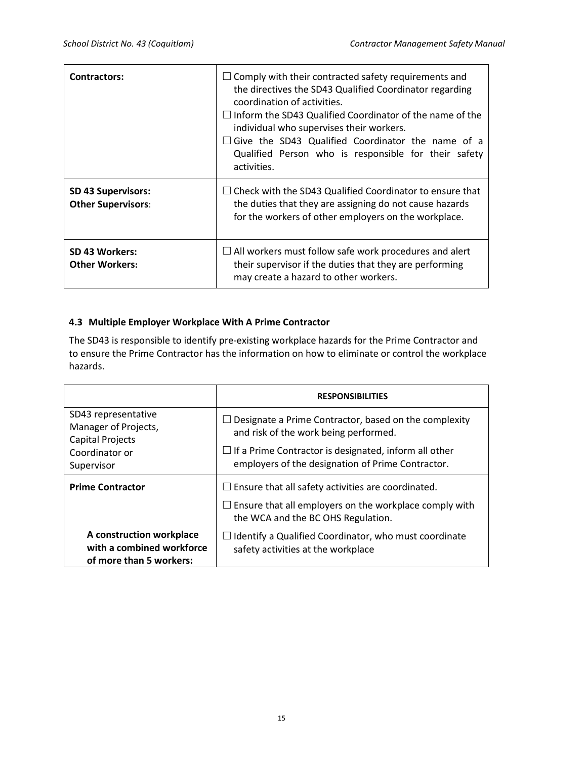| **Contractors:** | ☐ Comply with their contracted safety requirements and the directives the SD43 Qualified Coordinator regarding coordination of activities.<br>☐ Inform the SD43 Qualified Coordinator of the name of the individual who supervises their workers.<br>☐ Give the SD43 Qualified Coordinator the name of a Qualified Person who is responsible for their safety activities. |
|---|---|
| **SD 43 Supervisors:**<br>**Other Supervisors**: | ☐ Check with the SD43 Qualified Coordinator to ensure that the duties that they are assigning do not cause hazards for the workers of other employers on the workplace. |
| **SD 43 Workers:**<br>**Other Workers:** | ☐ All workers must follow safe work procedures and alert their supervisor if the duties that they are performing may create a hazard to other workers. |

### 4.3 Multiple Employer Workplace With A Prime Contractor

The SD43 is responsible to identify pre-existing workplace hazards for the Prime Contractor and to ensure the Prime Contractor has the information on how to eliminate or control the workplace hazards.

| | **RESPONSIBILITIES** |
|---|---|
| SD43 representative Manager of Projects, Capital Projects Coordinator or Supervisor | ☐ Designate a Prime Contractor, based on the complexity and risk of the work being performed.<br>☐ If a Prime Contractor is designated, inform all other employers of the designation of Prime Contractor. |
| **Prime Contractor** | ☐ Ensure that all safety activities are coordinated.<br>☐ Ensure that all employers on the workplace comply with the WCA and the BC OHS Regulation. |
| **A construction workplace with a combined workforce of more than 5 workers:** | ☐ Identify a Qualified Coordinator, who must coordinate safety activities at the workplace |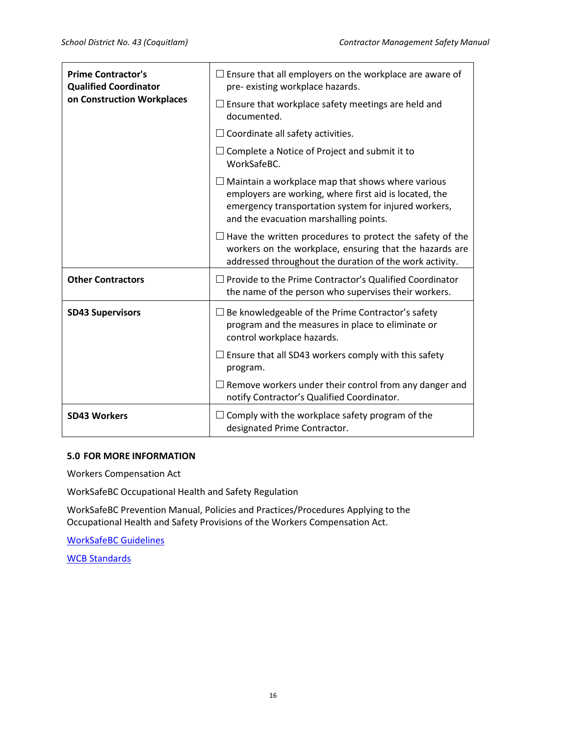| | |
|---|---|
| **Prime Contractor's Qualified Coordinator on Construction Workplaces** | ☐ Ensure that all employers on the workplace are aware of pre- existing workplace hazards.<br>☐ Ensure that workplace safety meetings are held and documented.<br>☐ Coordinate all safety activities.<br>☐ Complete a Notice of Project and submit it to WorkSafeBC.<br>☐ Maintain a workplace map that shows where various employers are working, where first aid is located, the emergency transportation system for injured workers, and the evacuation marshalling points.<br>☐ Have the written procedures to protect the safety of the workers on the workplace, ensuring that the hazards are addressed throughout the duration of the work activity. |
| **Other Contractors** | ☐ Provide to the Prime Contractor's Qualified Coordinator the name of the person who supervises their workers. |
| **SD43 Supervisors** | ☐ Be knowledgeable of the Prime Contractor's safety program and the measures in place to eliminate or control workplace hazards.<br>☐ Ensure that all SD43 workers comply with this safety program.<br>☐ Remove workers under their control from any danger and notify Contractor's Qualified Coordinator. |
| **SD43 Workers** | ☐ Comply with the workplace safety program of the designated Prime Contractor. |

## 5.0 FOR MORE INFORMATION

Workers Compensation Act

WorkSafeBC Occupational Health and Safety Regulation

WorkSafeBC Prevention Manual, Policies and Practices/Procedures Applying to the Occupational Health and Safety Provisions of the Workers Compensation Act.

WorkSafeBC Guidelines

WCB Standards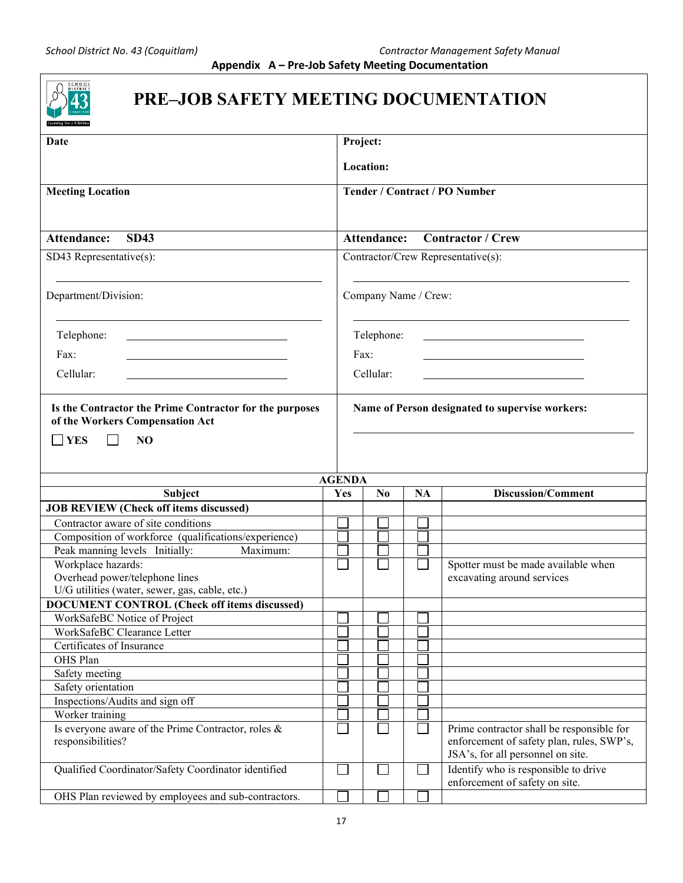## Appendix A – Pre-Job Safety Meeting Documentation

# PRE–JOB SAFETY MEETING DOCUMENTATION

| **Date** | **Project:**<br><br>**Location:** |
|---|---|
| **Meeting Location** | **Tender / Contract / PO Number** |
| **Attendance: SD43** | **Attendance: Contractor / Crew** |
| SD43 Representative(s): ______________________<br><br>Department/Division: ______________________<br><br>Telephone: ______________<br>Fax: ______________<br>Cellular: ______________ | Contractor/Crew Representative(s): ______________________<br><br>Company Name / Crew: ______________________<br><br>Telephone: ______________<br>Fax: ______________<br>Cellular: ______________ |
| **Is the Contractor the Prime Contractor for the purposes of the Workers Compensation Act**<br><br>☐ **YES** ☐ **NO** | **Name of Person designated to supervise workers:**<br><br>______________________ |

**AGENDA**

| Subject | Yes | No | NA | Discussion/Comment |
|---|---|---|---|---|
| **JOB REVIEW (Check off items discussed)** | | | | |
| Contractor aware of site conditions | ☐ | ☐ | ☐ | |
| Composition of workforce (qualifications/experience) | ☐ | ☐ | ☐ | |
| Peak manning levels Initially: Maximum: | ☐ | ☐ | ☐ | |
| Workplace hazards:<br>Overhead power/telephone lines<br>U/G utilities (water, sewer, gas, cable, etc.) | ☐ | ☐ | ☐ | Spotter must be made available when excavating around services |
| **DOCUMENT CONTROL (Check off items discussed)** | | | | |
| WorkSafeBC Notice of Project | ☐ | ☐ | ☐ | |
| WorkSafeBC Clearance Letter | ☐ | ☐ | ☐ | |
| Certificates of Insurance | ☐ | ☐ | ☐ | |
| OHS Plan | ☐ | ☐ | ☐ | |
| Safety meeting | ☐ | ☐ | ☐ | |
| Safety orientation | ☐ | ☐ | ☐ | |
| Inspections/Audits and sign off | ☐ | ☐ | ☐ | |
| Worker training | ☐ | ☐ | ☐ | |
| Is everyone aware of the Prime Contractor, roles & responsibilities? | ☐ | ☐ | ☐ | Prime contractor shall be responsible for enforcement of safety plan, rules, SWP's, JSA's, for all personnel on site. |
| Qualified Coordinator/Safety Coordinator identified | ☐ | ☐ | ☐ | Identify who is responsible to drive enforcement of safety on site. |
| OHS Plan reviewed by employees and sub-contractors. | ☐ | ☐ | ☐ | |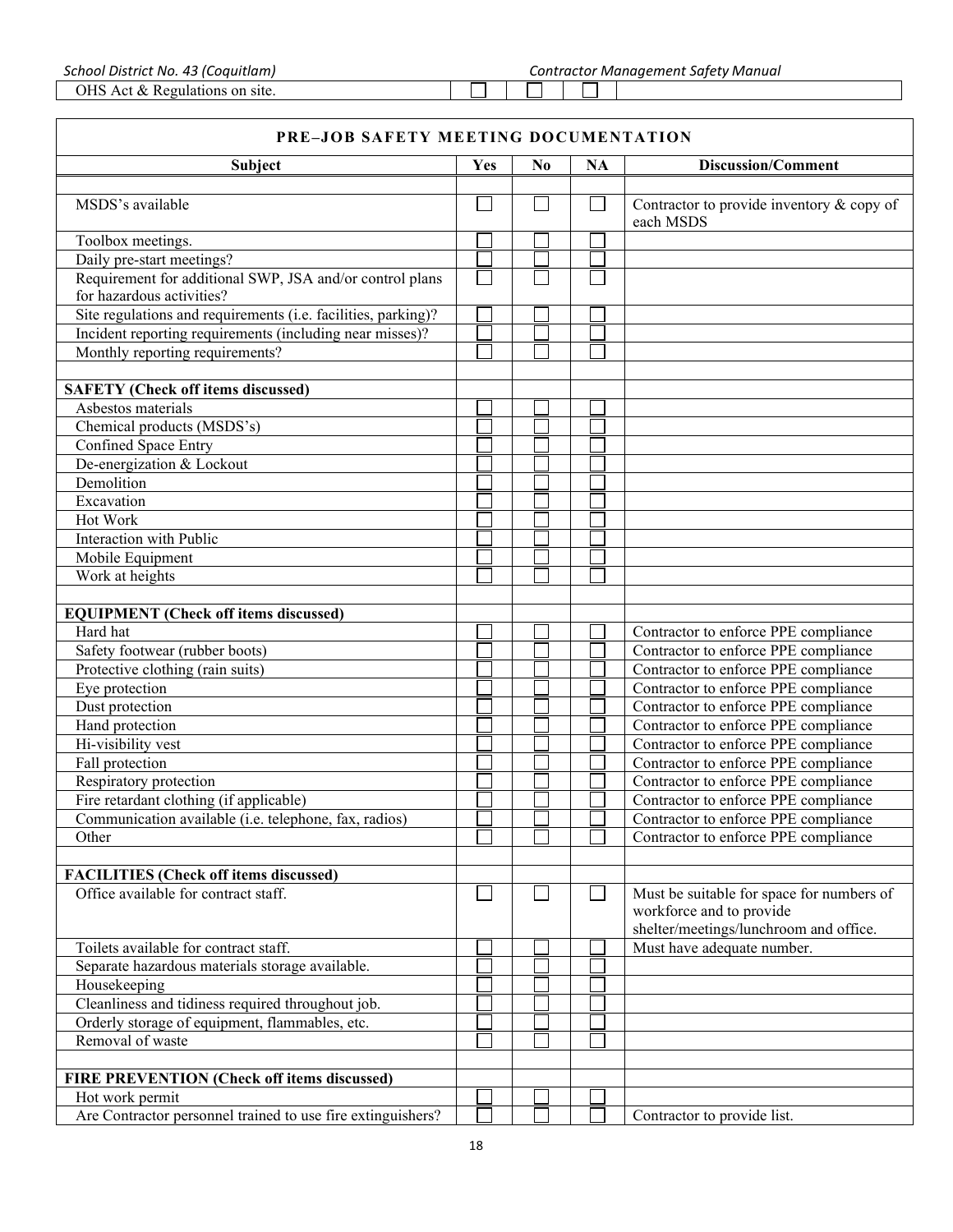| OHS Act & Regulations on site. | ☐ | ☐ | ☐ | |
|---|---|---|---|---|

**PRE–JOB SAFETY MEETING DOCUMENTATION**

| Subject | Yes | No | NA | Discussion/Comment |
|---|---|---|---|---|
| | | | | |
| MSDS's available | ☐ | ☐ | ☐ | Contractor to provide inventory & copy of each MSDS |
| Toolbox meetings. | ☐ | ☐ | ☐ | |
| Daily pre-start meetings? | ☐ | ☐ | ☐ | |
| Requirement for additional SWP, JSA and/or control plans for hazardous activities? | ☐ | ☐ | ☐ | |
| Site regulations and requirements (i.e. facilities, parking)? | ☐ | ☐ | ☐ | |
| Incident reporting requirements (including near misses)? | ☐ | ☐ | ☐ | |
| Monthly reporting requirements? | ☐ | ☐ | ☐ | |
| | | | | |
| **SAFETY (Check off items discussed)** | | | | |
| Asbestos materials | ☐ | ☐ | ☐ | |
| Chemical products (MSDS's) | ☐ | ☐ | ☐ | |
| Confined Space Entry | ☐ | ☐ | ☐ | |
| De-energization & Lockout | ☐ | ☐ | ☐ | |
| Demolition | ☐ | ☐ | ☐ | |
| Excavation | ☐ | ☐ | ☐ | |
| Hot Work | ☐ | ☐ | ☐ | |
| Interaction with Public | ☐ | ☐ | ☐ | |
| Mobile Equipment | ☐ | ☐ | ☐ | |
| Work at heights | ☐ | ☐ | ☐ | |
| | | | | |
| **EQUIPMENT (Check off items discussed)** | | | | |
| Hard hat | ☐ | ☐ | ☐ | Contractor to enforce PPE compliance |
| Safety footwear (rubber boots) | ☐ | ☐ | ☐ | Contractor to enforce PPE compliance |
| Protective clothing (rain suits) | ☐ | ☐ | ☐ | Contractor to enforce PPE compliance |
| Eye protection | ☐ | ☐ | ☐ | Contractor to enforce PPE compliance |
| Dust protection | ☐ | ☐ | ☐ | Contractor to enforce PPE compliance |
| Hand protection | ☐ | ☐ | ☐ | Contractor to enforce PPE compliance |
| Hi-visibility vest | ☐ | ☐ | ☐ | Contractor to enforce PPE compliance |
| Fall protection | ☐ | ☐ | ☐ | Contractor to enforce PPE compliance |
| Respiratory protection | ☐ | ☐ | ☐ | Contractor to enforce PPE compliance |
| Fire retardant clothing (if applicable) | ☐ | ☐ | ☐ | Contractor to enforce PPE compliance |
| Communication available (i.e. telephone, fax, radios) | ☐ | ☐ | ☐ | Contractor to enforce PPE compliance |
| Other | ☐ | ☐ | ☐ | Contractor to enforce PPE compliance |
| | | | | |
| **FACILITIES (Check off items discussed)** | | | | |
| Office available for contract staff. | ☐ | ☐ | ☐ | Must be suitable for space for numbers of workforce and to provide shelter/meetings/lunchroom and office. |
| Toilets available for contract staff. | ☐ | ☐ | ☐ | Must have adequate number. |
| Separate hazardous materials storage available. | ☐ | ☐ | ☐ | |
| Housekeeping | ☐ | ☐ | ☐ | |
| Cleanliness and tidiness required throughout job. | ☐ | ☐ | ☐ | |
| Orderly storage of equipment, flammables, etc. | ☐ | ☐ | ☐ | |
| Removal of waste | ☐ | ☐ | ☐ | |
| | | | | |
| **FIRE PREVENTION (Check off items discussed)** | | | | |
| Hot work permit | ☐ | ☐ | ☐ | |
| Are Contractor personnel trained to use fire extinguishers? | ☐ | ☐ | ☐ | Contractor to provide list. |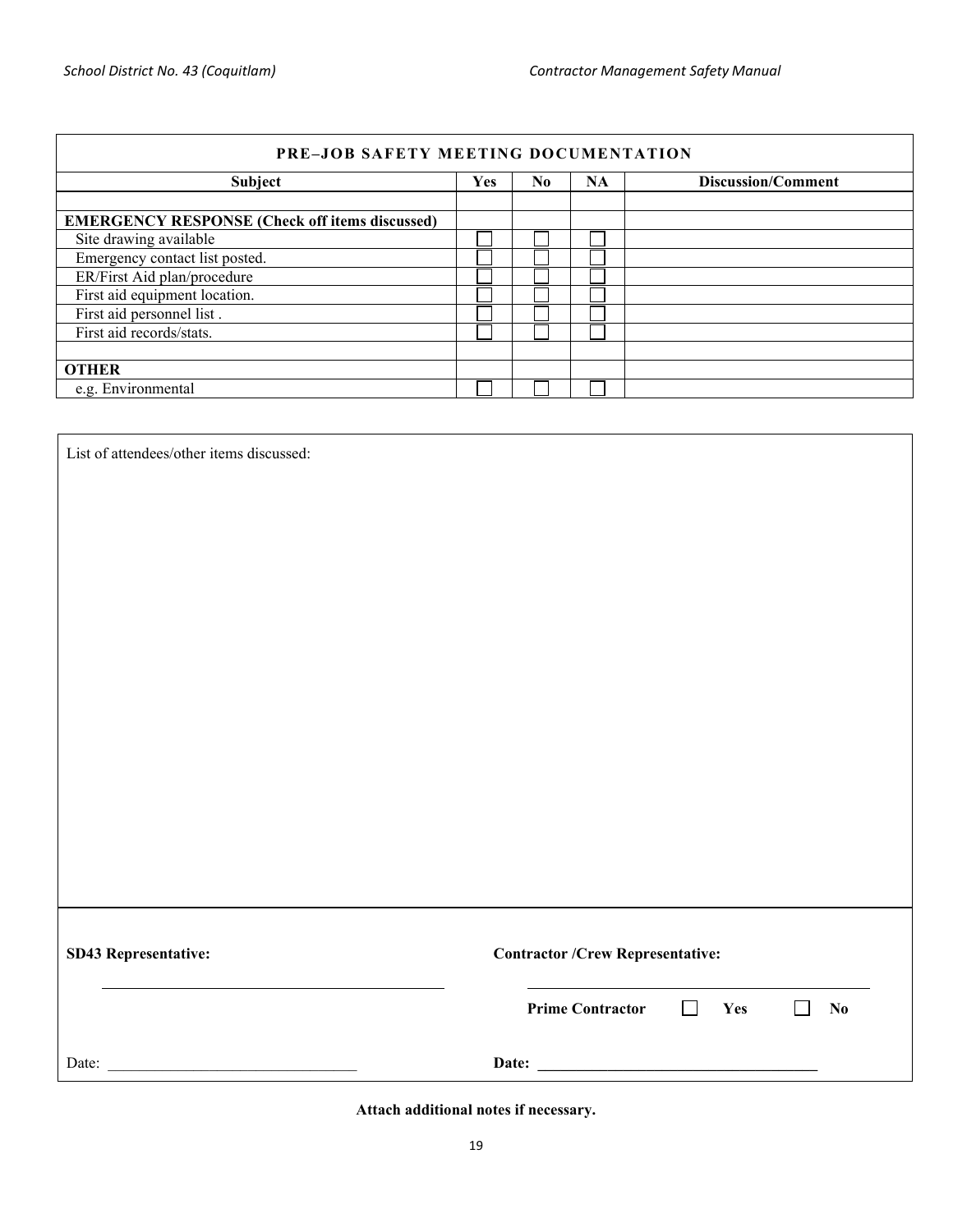| PRE–JOB SAFETY MEETING DOCUMENTATION | | | | |
|---|---|---|---|---|
| **Subject** | **Yes** | **No** | **NA** | **Discussion/Comment** |
| | | | | |
| **EMERGENCY RESPONSE (Check off items discussed)** | | | | |
| Site drawing available | ☐ | ☐ | ☐ | |
| Emergency contact list posted. | ☐ | ☐ | ☐ | |
| ER/First Aid plan/procedure | ☐ | ☐ | ☐ | |
| First aid equipment location. | ☐ | ☐ | ☐ | |
| First aid personnel list . | ☐ | ☐ | ☐ | |
| First aid records/stats. | ☐ | ☐ | ☐ | |
| | | | | |
| **OTHER** | | | | |
| e.g. Environmental | ☐ | ☐ | ☐ | |

List of attendees/other items discussed:

**SD43 Representative:** ______________________________

Date: ______________________________

**Contractor /Crew Representative:** ______________________________

**Prime Contractor** ☐ **Yes** ☐ **No**

**Date:** ______________________________

**Attach additional notes if necessary.**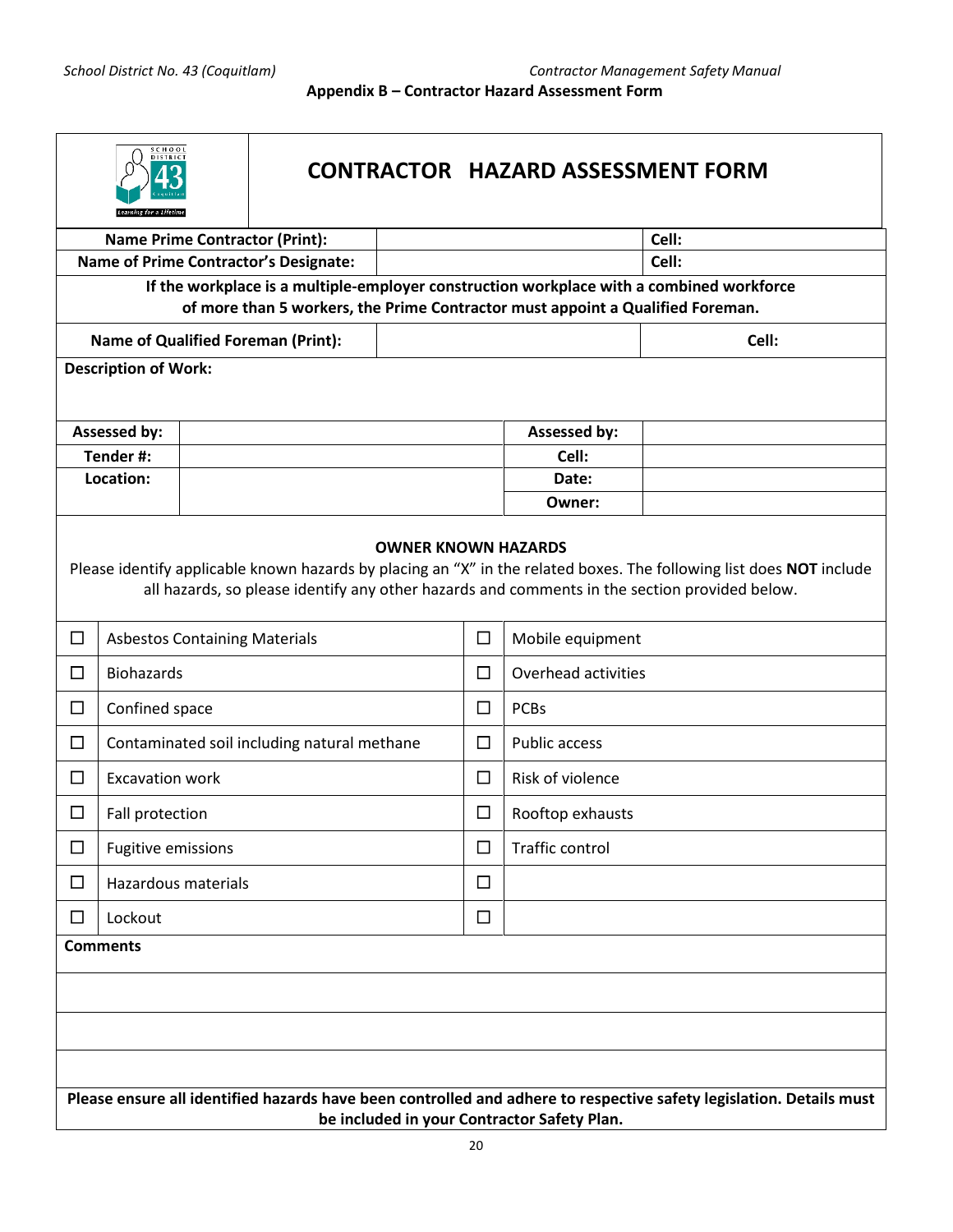**Appendix B – Contractor Hazard Assessment Form**

# CONTRACTOR HAZARD ASSESSMENT FORM

| | | |
|---|---|---|
| **Name Prime Contractor (Print):** | | **Cell:** |
| **Name of Prime Contractor's Designate:** | | **Cell:** |

**If the workplace is a multiple-employer construction workplace with a combined workforce of more than 5 workers, the Prime Contractor must appoint a Qualified Foreman.**

| | | |
|---|---|---|
| **Name of Qualified Foreman (Print):** | | **Cell:** |

**Description of Work:**

| | | | |
|---|---|---|---|
| **Assessed by:** | | **Assessed by:** | |
| **Tender #:** | | **Cell:** | |
| **Location:** | | **Date:** | |
| | | **Owner:** | |

**OWNER KNOWN HAZARDS**

Please identify applicable known hazards by placing an "X" in the related boxes. The following list does **NOT** include all hazards, so please identify any other hazards and comments in the section provided below.

| | | | |
|---|---|---|---|
| ☐ | Asbestos Containing Materials | ☐ | Mobile equipment |
| ☐ | Biohazards | ☐ | Overhead activities |
| ☐ | Confined space | ☐ | PCBs |
| ☐ | Contaminated soil including natural methane | ☐ | Public access |
| ☐ | Excavation work | ☐ | Risk of violence |
| ☐ | Fall protection | ☐ | Rooftop exhausts |
| ☐ | Fugitive emissions | ☐ | Traffic control |
| ☐ | Hazardous materials | ☐ | |
| ☐ | Lockout | ☐ | |

**Comments**

**Please ensure all identified hazards have been controlled and adhere to respective safety legislation. Details must be included in your Contractor Safety Plan.**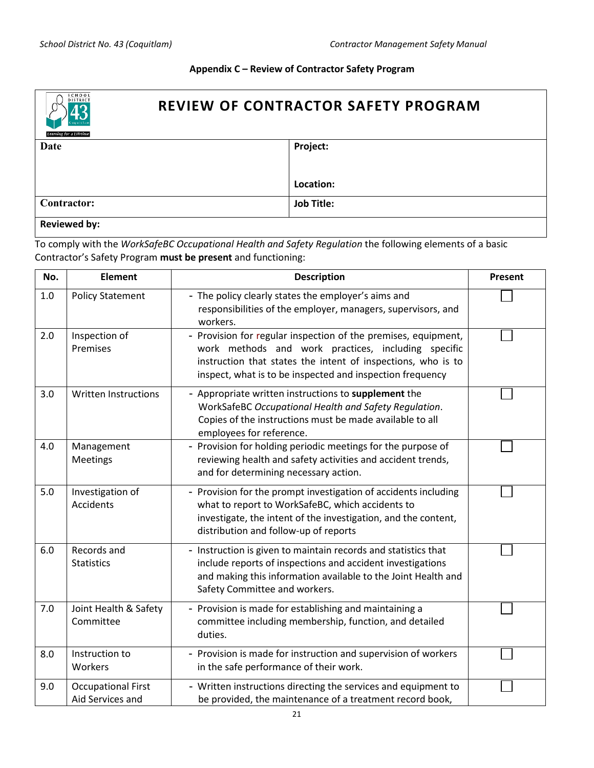**Appendix C – Review of Contractor Safety Program**

## REVIEW OF CONTRACTOR SAFETY PROGRAM

| Date | Project:<br><br>Location: |
|---|---|
| **Contractor:** | **Job Title:** |
| **Reviewed by:** | |

To comply with the *WorkSafeBC Occupational Health and Safety Regulation* the following elements of a basic Contractor's Safety Program **must be present** and functioning:

| No. | Element | Description | Present |
|---|---|---|---|
| 1.0 | Policy Statement | - The policy clearly states the employer's aims and responsibilities of the employer, managers, supervisors, and workers. | ☐ |
| 2.0 | Inspection of Premises | - Provision for regular inspection of the premises, equipment, work methods and work practices, including specific instruction that states the intent of inspections, who is to inspect, what is to be inspected and inspection frequency | ☐ |
| 3.0 | Written Instructions | - Appropriate written instructions to **supplement** the WorkSafeBC *Occupational Health and Safety Regulation*. Copies of the instructions must be made available to all employees for reference. | ☐ |
| 4.0 | Management Meetings | - Provision for holding periodic meetings for the purpose of reviewing health and safety activities and accident trends, and for determining necessary action. | ☐ |
| 5.0 | Investigation of Accidents | - Provision for the prompt investigation of accidents including what to report to WorkSafeBC, which accidents to investigate, the intent of the investigation, and the content, distribution and follow-up of reports | ☐ |
| 6.0 | Records and Statistics | - Instruction is given to maintain records and statistics that include reports of inspections and accident investigations and making this information available to the Joint Health and Safety Committee and workers. | ☐ |
| 7.0 | Joint Health & Safety Committee | - Provision is made for establishing and maintaining a committee including membership, function, and detailed duties. | ☐ |
| 8.0 | Instruction to Workers | - Provision is made for instruction and supervision of workers in the safe performance of their work. | ☐ |
| 9.0 | Occupational First Aid Services and | - Written instructions directing the services and equipment to be provided, the maintenance of a treatment record book, | ☐ |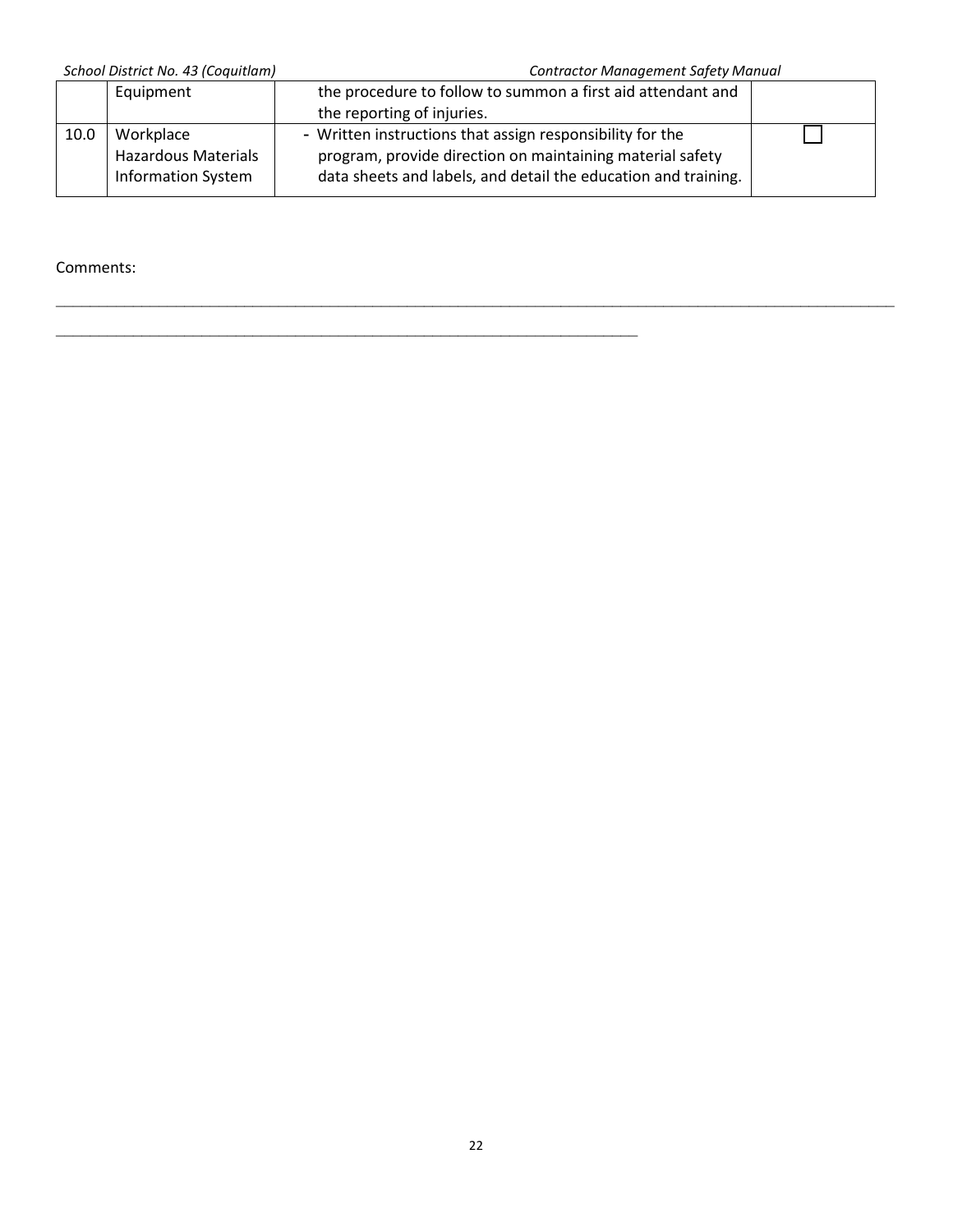|  | Equipment | the procedure to follow to summon a first aid attendant and the reporting of injuries. |  |
|---|---|---|---|
| 10.0 | Workplace Hazardous Materials Information System | - Written instructions that assign responsibility for the program, provide direction on maintaining material safety data sheets and labels, and detail the education and training. | ☐ |

Comments:

______________________________________________________________________________________________

______________________________________________________________________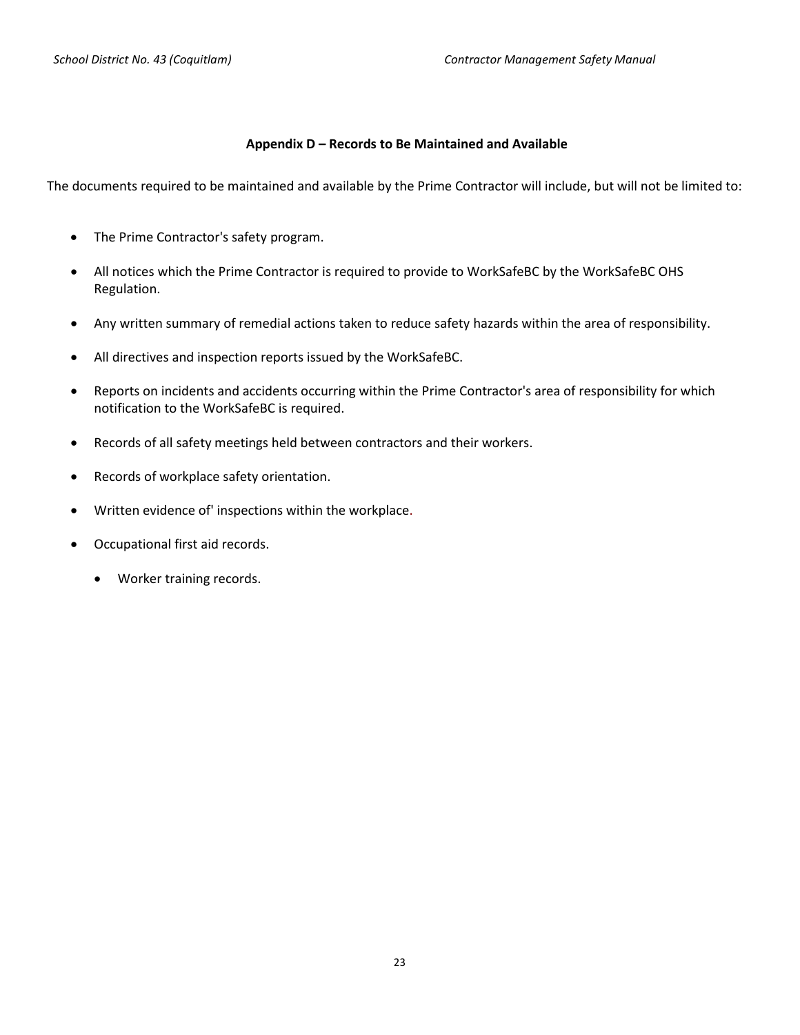## Appendix D – Records to Be Maintained and Available

The documents required to be maintained and available by the Prime Contractor will include, but will not be limited to:

- The Prime Contractor's safety program.
- All notices which the Prime Contractor is required to provide to WorkSafeBC by the WorkSafeBC OHS Regulation.
- Any written summary of remedial actions taken to reduce safety hazards within the area of responsibility.
- All directives and inspection reports issued by the WorkSafeBC.
- Reports on incidents and accidents occurring within the Prime Contractor's area of responsibility for which notification to the WorkSafeBC is required.
- Records of all safety meetings held between contractors and their workers.
- Records of workplace safety orientation.
- Written evidence of' inspections within the workplace.
- Occupational first aid records.
    - Worker training records.